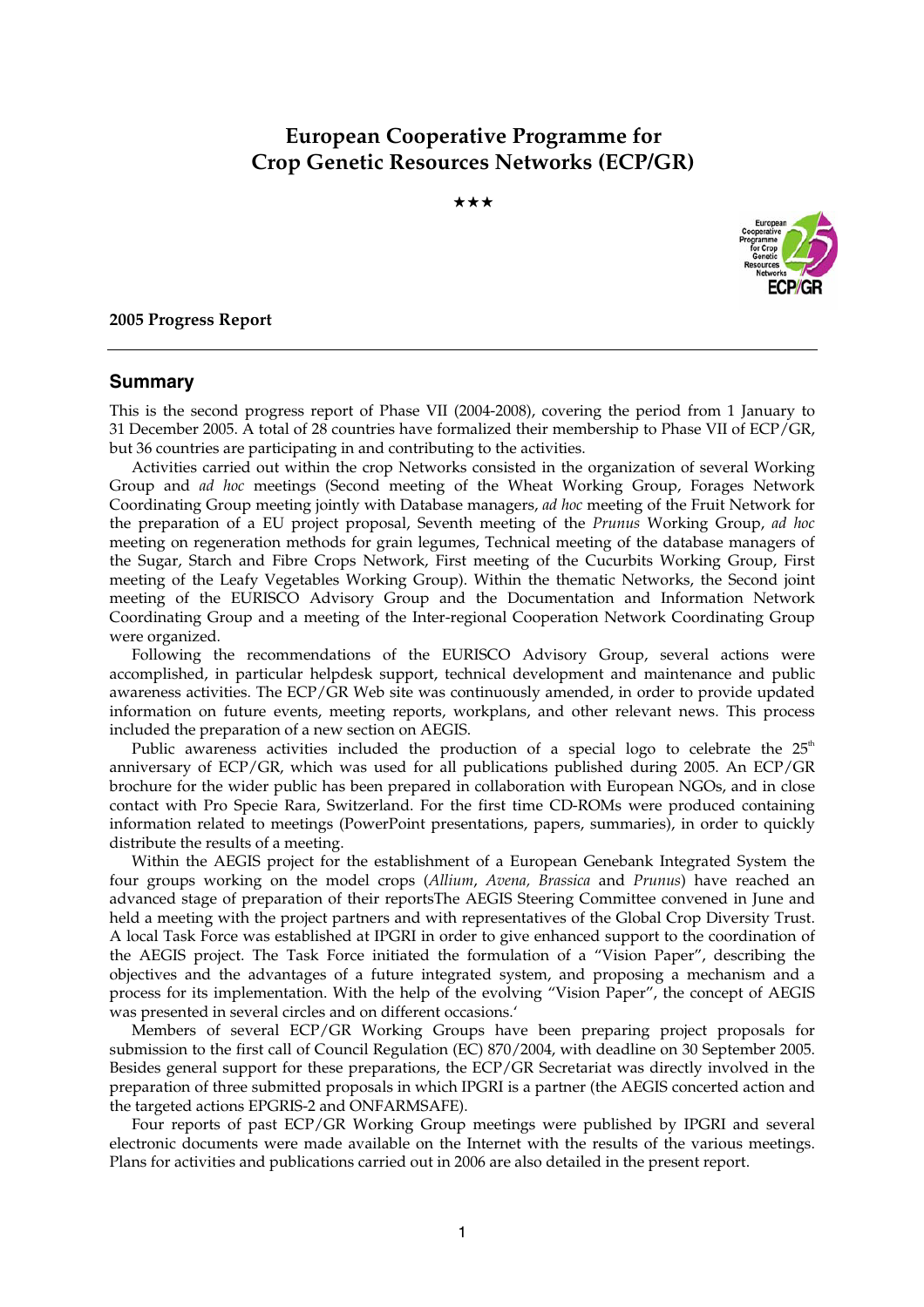# European Cooperative Programme for Crop Genetic Resources Networks (ECP/GR)

★★★

**2005 Progress Report**

---

## Summary

This is the second progress report of Phase VII (2004-2008), covering the period from 1 January to 31 December 2005. A total of 28 countries have formalized their membership to Phase VII of ECP/GR, but 36 countries are participating in and contributing to the activities.

Activities carried out within the crop Networks consisted in the organization of several Working Group and *ad hoc* meetings (Second meeting of the Wheat Working Group, Forages Network Coordinating Group meeting jointly with Database managers, *ad hoc* meeting of the Fruit Network for the preparation of a EU project proposal, Seventh meeting of the *Prunus* Working Group, *ad hoc* meeting on regeneration methods for grain legumes, Technical meeting of the database managers of the Sugar, Starch and Fibre Crops Network, First meeting of the Cucurbits Working Group, First meeting of the Leafy Vegetables Working Group). Within the thematic Networks, the Second joint meeting of the EURISCO Advisory Group and the Documentation and Information Network Coordinating Group and a meeting of the Inter-regional Cooperation Network Coordinating Group were organized.

Following the recommendations of the EURISCO Advisory Group, several actions were accomplished, in particular helpdesk support, technical development and maintenance and public awareness activities. The ECP/GR Web site was continuously amended, in order to provide updated information on future events, meeting reports, workplans, and other relevant news. This process included the preparation of a new section on AEGIS.

Public awareness activities included the production of a special logo to celebrate the 25th anniversary of ECP/GR, which was used for all publications published during 2005. An ECP/GR brochure for the wider public has been prepared in collaboration with European NGOs, and in close contact with Pro Specie Rara, Switzerland. For the first time CD-ROMs were produced containing information related to meetings (PowerPoint presentations, papers, summaries), in order to quickly distribute the results of a meeting.

Within the AEGIS project for the establishment of a European Genebank Integrated System the four groups working on the model crops (*Allium*, *Avena*, *Brassica* and *Prunus*) have reached an advanced stage of preparation of their reportsThe AEGIS Steering Committee convened in June and held a meeting with the project partners and with representatives of the Global Crop Diversity Trust. A local Task Force was established at IPGRI in order to give enhanced support to the coordination of the AEGIS project. The Task Force initiated the formulation of a "Vision Paper", describing the objectives and the advantages of a future integrated system, and proposing a mechanism and a process for its implementation. With the help of the evolving "Vision Paper", the concept of AEGIS was presented in several circles and on different occasions.'

Members of several ECP/GR Working Groups have been preparing project proposals for submission to the first call of Council Regulation (EC) 870/2004, with deadline on 30 September 2005. Besides general support for these preparations, the ECP/GR Secretariat was directly involved in the preparation of three submitted proposals in which IPGRI is a partner (the AEGIS concerted action and the targeted actions EPGRIS-2 and ONFARMSAFE).

Four reports of past ECP/GR Working Group meetings were published by IPGRI and several electronic documents were made available on the Internet with the results of the various meetings. Plans for activities and publications carried out in 2006 are also detailed in the present report.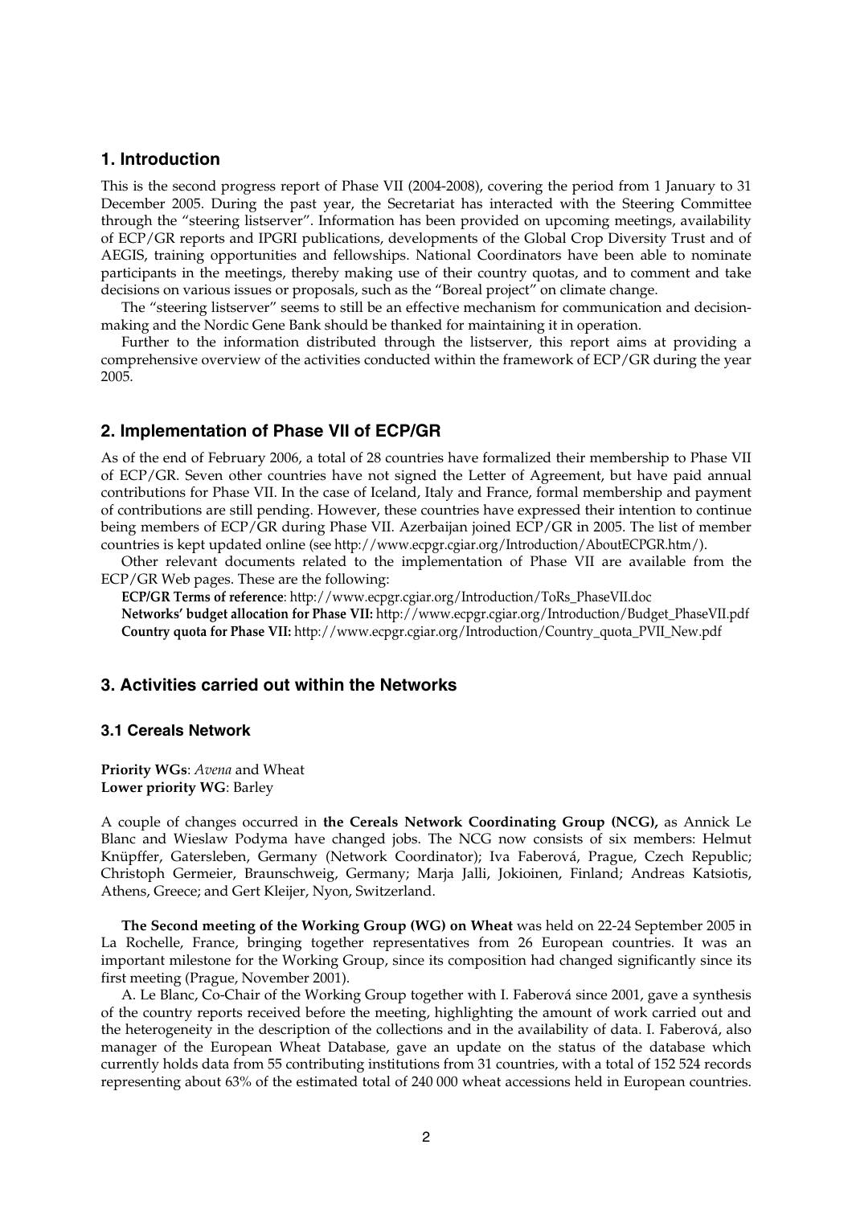## 1. Introduction

This is the second progress report of Phase VII (2004-2008), covering the period from 1 January to 31 December 2005. During the past year, the Secretariat has interacted with the Steering Committee through the "steering listserver". Information has been provided on upcoming meetings, availability of ECP/GR reports and IPGRI publications, developments of the Global Crop Diversity Trust and of AEGIS, training opportunities and fellowships. National Coordinators have been able to nominate participants in the meetings, thereby making use of their country quotas, and to comment and take decisions on various issues or proposals, such as the "Boreal project" on climate change.

The "steering listserver" seems to still be an effective mechanism for communication and decision-making and the Nordic Gene Bank should be thanked for maintaining it in operation.

Further to the information distributed through the listserver, this report aims at providing a comprehensive overview of the activities conducted within the framework of ECP/GR during the year 2005.

## 2. Implementation of Phase VII of ECP/GR

As of the end of February 2006, a total of 28 countries have formalized their membership to Phase VII of ECP/GR. Seven other countries have not signed the Letter of Agreement, but have paid annual contributions for Phase VII. In the case of Iceland, Italy and France, formal membership and payment of contributions are still pending. However, these countries have expressed their intention to continue being members of ECP/GR during Phase VII. Azerbaijan joined ECP/GR in 2005. The list of member countries is kept updated online (see http://www.ecpgr.cgiar.org/Introduction/AboutECPGR.htm/).

Other relevant documents related to the implementation of Phase VII are available from the ECP/GR Web pages. These are the following:

**ECP/GR Terms of reference**: http://www.ecpgr.cgiar.org/Introduction/ToRs_PhaseVII.doc
**Networks' budget allocation for Phase VII:** http://www.ecpgr.cgiar.org/Introduction/Budget_PhaseVII.pdf
**Country quota for Phase VII:** http://www.ecpgr.cgiar.org/Introduction/Country_quota_PVII_New.pdf

## 3. Activities carried out within the Networks

### 3.1 Cereals Network

**Priority WGs**: *Avena* and Wheat
**Lower priority WG**: Barley

A couple of changes occurred in **the Cereals Network Coordinating Group (NCG),** as Annick Le Blanc and Wieslaw Podyma have changed jobs. The NCG now consists of six members: Helmut Knüpffer, Gatersleben, Germany (Network Coordinator); Iva Faberová, Prague, Czech Republic; Christoph Germeier, Braunschweig, Germany; Marja Jalli, Jokioinen, Finland; Andreas Katsiotis, Athens, Greece; and Gert Kleijer, Nyon, Switzerland.

**The Second meeting of the Working Group (WG) on Wheat** was held on 22-24 September 2005 in La Rochelle, France, bringing together representatives from 26 European countries. It was an important milestone for the Working Group, since its composition had changed significantly since its first meeting (Prague, November 2001).

A. Le Blanc, Co-Chair of the Working Group together with I. Faberová since 2001, gave a synthesis of the country reports received before the meeting, highlighting the amount of work carried out and the heterogeneity in the description of the collections and in the availability of data. I. Faberová, also manager of the European Wheat Database, gave an update on the status of the database which currently holds data from 55 contributing institutions from 31 countries, with a total of 152 524 records representing about 63% of the estimated total of 240 000 wheat accessions held in European countries.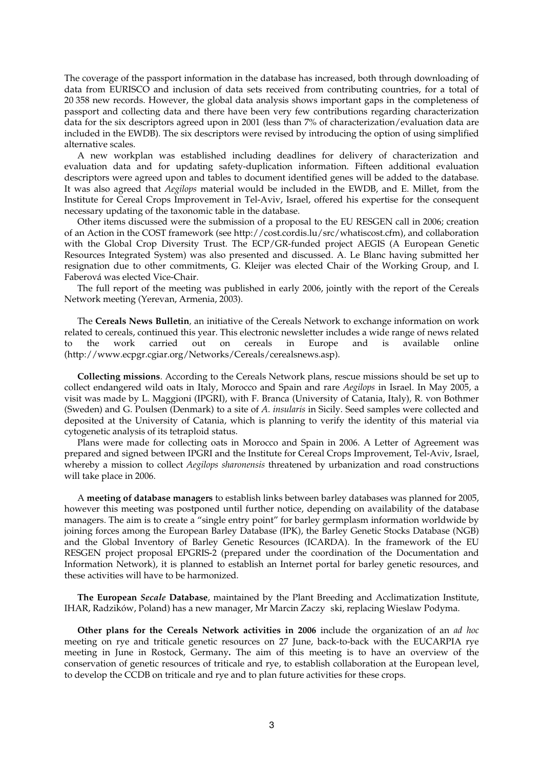The coverage of the passport information in the database has increased, both through downloading of data from EURISCO and inclusion of data sets received from contributing countries, for a total of 20 358 new records. However, the global data analysis shows important gaps in the completeness of passport and collecting data and there have been very few contributions regarding characterization data for the six descriptors agreed upon in 2001 (less than 7% of characterization/evaluation data are included in the EWDB). The six descriptors were revised by introducing the option of using simplified alternative scales.

A new workplan was established including deadlines for delivery of characterization and evaluation data and for updating safety-duplication information. Fifteen additional evaluation descriptors were agreed upon and tables to document identified genes will be added to the database. It was also agreed that *Aegilops* material would be included in the EWDB, and E. Millet, from the Institute for Cereal Crops Improvement in Tel-Aviv, Israel, offered his expertise for the consequent necessary updating of the taxonomic table in the database.

Other items discussed were the submission of a proposal to the EU RESGEN call in 2006; creation of an Action in the COST framework (see http://cost.cordis.lu/src/whatiscost.cfm), and collaboration with the Global Crop Diversity Trust. The ECP/GR-funded project AEGIS (A European Genetic Resources Integrated System) was also presented and discussed. A. Le Blanc having submitted her resignation due to other commitments, G. Kleijer was elected Chair of the Working Group, and I. Faberová was elected Vice-Chair.

The full report of the meeting was published in early 2006, jointly with the report of the Cereals Network meeting (Yerevan, Armenia, 2003).

The **Cereals News Bulletin**, an initiative of the Cereals Network to exchange information on work related to cereals, continued this year. This electronic newsletter includes a wide range of news related to the work carried out on cereals in Europe and is available online (http://www.ecpgr.cgiar.org/Networks/Cereals/cerealsnews.asp).

**Collecting missions**. According to the Cereals Network plans, rescue missions should be set up to collect endangered wild oats in Italy, Morocco and Spain and rare *Aegilops* in Israel. In May 2005, a visit was made by L. Maggioni (IPGRI), with F. Branca (University of Catania, Italy), R. von Bothmer (Sweden) and G. Poulsen (Denmark) to a site of *A. insularis* in Sicily. Seed samples were collected and deposited at the University of Catania, which is planning to verify the identity of this material via cytogenetic analysis of its tetraploid status.

Plans were made for collecting oats in Morocco and Spain in 2006. A Letter of Agreement was prepared and signed between IPGRI and the Institute for Cereal Crops Improvement, Tel-Aviv, Israel, whereby a mission to collect *Aegilops sharonensis* threatened by urbanization and road constructions will take place in 2006.

A **meeting of database managers** to establish links between barley databases was planned for 2005, however this meeting was postponed until further notice, depending on availability of the database managers. The aim is to create a "single entry point" for barley germplasm information worldwide by joining forces among the European Barley Database (IPK), the Barley Genetic Stocks Database (NGB) and the Global Inventory of Barley Genetic Resources (ICARDA). In the framework of the EU RESGEN project proposal EPGRIS-2 (prepared under the coordination of the Documentation and Information Network), it is planned to establish an Internet portal for barley genetic resources, and these activities will have to be harmonized.

**The European *Secale* Database**, maintained by the Plant Breeding and Acclimatization Institute, IHAR, Radzików, Poland) has a new manager, Mr Marcin Zaczy ski, replacing Wieslaw Podyma.

**Other plans for the Cereals Network activities in 2006** include the organization of an *ad hoc* meeting on rye and triticale genetic resources on 27 June, back-to-back with the EUCARPIA rye meeting in June in Rostock, Germany**.** The aim of this meeting is to have an overview of the conservation of genetic resources of triticale and rye, to establish collaboration at the European level, to develop the CCDB on triticale and rye and to plan future activities for these crops.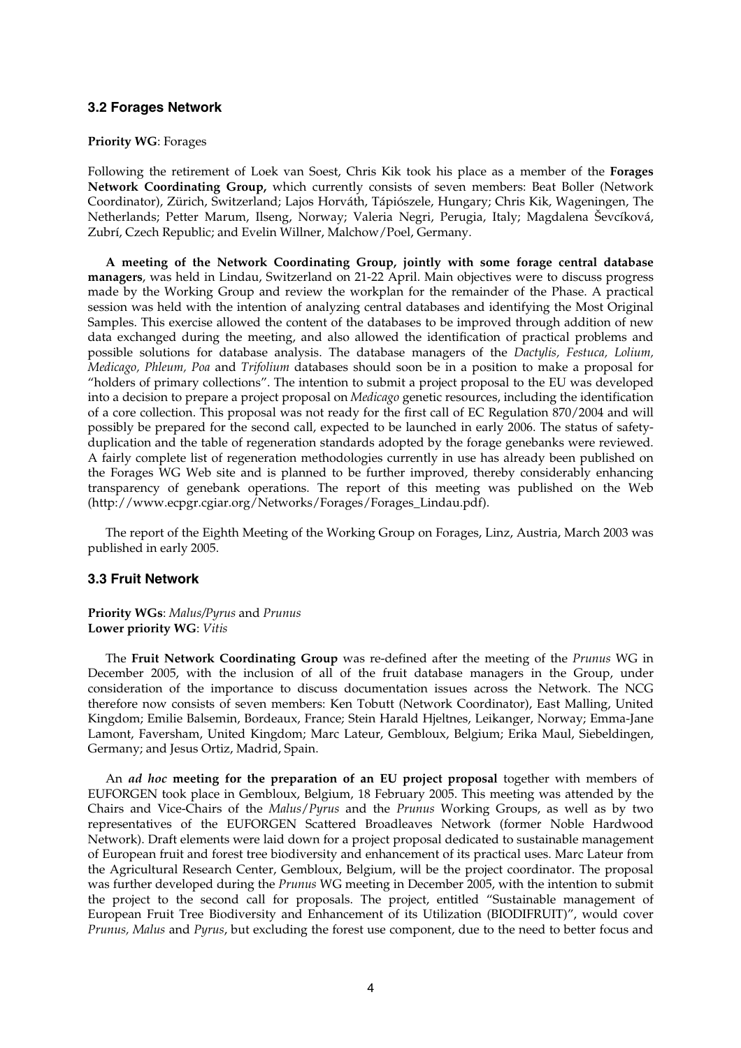### 3.2 Forages Network

**Priority WG**: Forages

Following the retirement of Loek van Soest, Chris Kik took his place as a member of the **Forages Network Coordinating Group,** which currently consists of seven members: Beat Boller (Network Coordinator), Zürich, Switzerland; Lajos Horváth, Tápiószele, Hungary; Chris Kik, Wageningen, The Netherlands; Petter Marum, Ilseng, Norway; Valeria Negri, Perugia, Italy; Magdalena Ševcíková, Zubrí, Czech Republic; and Evelin Willner, Malchow/Poel, Germany.

**A meeting of the Network Coordinating Group, jointly with some forage central database managers**, was held in Lindau, Switzerland on 21-22 April. Main objectives were to discuss progress made by the Working Group and review the workplan for the remainder of the Phase. A practical session was held with the intention of analyzing central databases and identifying the Most Original Samples. This exercise allowed the content of the databases to be improved through addition of new data exchanged during the meeting, and also allowed the identification of practical problems and possible solutions for database analysis. The database managers of the *Dactylis, Festuca, Lolium, Medicago, Phleum, Poa* and *Trifolium* databases should soon be in a position to make a proposal for "holders of primary collections". The intention to submit a project proposal to the EU was developed into a decision to prepare a project proposal on *Medicago* genetic resources, including the identification of a core collection. This proposal was not ready for the first call of EC Regulation 870/2004 and will possibly be prepared for the second call, expected to be launched in early 2006. The status of safety-duplication and the table of regeneration standards adopted by the forage genebanks were reviewed. A fairly complete list of regeneration methodologies currently in use has already been published on the Forages WG Web site and is planned to be further improved, thereby considerably enhancing transparency of genebank operations. The report of this meeting was published on the Web (http://www.ecpgr.cgiar.org/Networks/Forages/Forages_Lindau.pdf).

The report of the Eighth Meeting of the Working Group on Forages, Linz, Austria, March 2003 was published in early 2005.

### 3.3 Fruit Network

**Priority WGs**: *Malus/Pyrus* and *Prunus*
**Lower priority WG**: *Vitis*

The **Fruit Network Coordinating Group** was re-defined after the meeting of the *Prunus* WG in December 2005, with the inclusion of all of the fruit database managers in the Group, under consideration of the importance to discuss documentation issues across the Network. The NCG therefore now consists of seven members: Ken Tobutt (Network Coordinator), East Malling, United Kingdom; Emilie Balsemin, Bordeaux, France; Stein Harald Hjeltnes, Leikanger, Norway; Emma-Jane Lamont, Faversham, United Kingdom; Marc Lateur, Gembloux, Belgium; Erika Maul, Siebeldingen, Germany; and Jesus Ortiz, Madrid, Spain.

An ***ad hoc*** **meeting for the preparation of an EU project proposal** together with members of EUFORGEN took place in Gembloux, Belgium, 18 February 2005. This meeting was attended by the Chairs and Vice-Chairs of the *Malus/Pyrus* and the *Prunus* Working Groups, as well as by two representatives of the EUFORGEN Scattered Broadleaves Network (former Noble Hardwood Network). Draft elements were laid down for a project proposal dedicated to sustainable management of European fruit and forest tree biodiversity and enhancement of its practical uses. Marc Lateur from the Agricultural Research Center, Gembloux, Belgium, will be the project coordinator. The proposal was further developed during the *Prunus* WG meeting in December 2005, with the intention to submit the project to the second call for proposals. The project, entitled "Sustainable management of European Fruit Tree Biodiversity and Enhancement of its Utilization (BIODIFRUIT)", would cover *Prunus, Malus* and *Pyrus*, but excluding the forest use component, due to the need to better focus and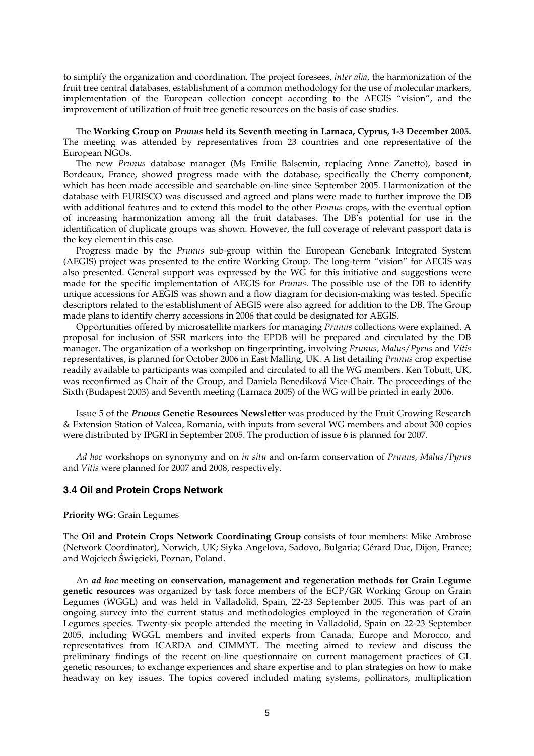to simplify the organization and coordination. The project foresees, *inter alia*, the harmonization of the fruit tree central databases, establishment of a common methodology for the use of molecular markers, implementation of the European collection concept according to the AEGIS "vision", and the improvement of utilization of fruit tree genetic resources on the basis of case studies.

The **Working Group on *Prunus* held its Seventh meeting in Larnaca, Cyprus, 1-3 December 2005.** The meeting was attended by representatives from 23 countries and one representative of the European NGOs.

The new *Prunus* database manager (Ms Emilie Balsemin, replacing Anne Zanetto), based in Bordeaux, France, showed progress made with the database, specifically the Cherry component, which has been made accessible and searchable on-line since September 2005. Harmonization of the database with EURISCO was discussed and agreed and plans were made to further improve the DB with additional features and to extend this model to the other *Prunus* crops, with the eventual option of increasing harmonization among all the fruit databases. The DB's potential for use in the identification of duplicate groups was shown. However, the full coverage of relevant passport data is the key element in this case.

Progress made by the *Prunus* sub-group within the European Genebank Integrated System (AEGIS) project was presented to the entire Working Group. The long-term "vision" for AEGIS was also presented. General support was expressed by the WG for this initiative and suggestions were made for the specific implementation of AEGIS for *Prunus*. The possible use of the DB to identify unique accessions for AEGIS was shown and a flow diagram for decision-making was tested. Specific descriptors related to the establishment of AEGIS were also agreed for addition to the DB. The Group made plans to identify cherry accessions in 2006 that could be designated for AEGIS.

Opportunities offered by microsatellite markers for managing *Prunus* collections were explained. A proposal for inclusion of SSR markers into the EPDB will be prepared and circulated by the DB manager. The organization of a workshop on fingerprinting, involving *Prunus*, *Malus*/*Pyrus* and *Vitis* representatives, is planned for October 2006 in East Malling, UK. A list detailing *Prunus* crop expertise readily available to participants was compiled and circulated to all the WG members. Ken Tobutt, UK, was reconfirmed as Chair of the Group, and Daniela Benediková Vice-Chair. The proceedings of the Sixth (Budapest 2003) and Seventh meeting (Larnaca 2005) of the WG will be printed in early 2006.

Issue 5 of the ***Prunus* Genetic Resources Newsletter** was produced by the Fruit Growing Research & Extension Station of Valcea, Romania, with inputs from several WG members and about 300 copies were distributed by IPGRI in September 2005. The production of issue 6 is planned for 2007.

*Ad hoc* workshops on synonymy and on *in situ* and on-farm conservation of *Prunus*, *Malus*/*Pyrus* and *Vitis* were planned for 2007 and 2008, respectively.

### 3.4 Oil and Protein Crops Network

**Priority WG**: Grain Legumes

The **Oil and Protein Crops Network Coordinating Group** consists of four members: Mike Ambrose (Network Coordinator), Norwich, UK; Siyka Angelova, Sadovo, Bulgaria; Gérard Duc, Dijon, France; and Wojciech Święcicki, Poznan, Poland.

An ***ad hoc* meeting on conservation, management and regeneration methods for Grain Legume genetic resources** was organized by task force members of the ECP/GR Working Group on Grain Legumes (WGGL) and was held in Valladolid, Spain, 22-23 September 2005. This was part of an ongoing survey into the current status and methodologies employed in the regeneration of Grain Legumes species. Twenty-six people attended the meeting in Valladolid, Spain on 22-23 September 2005, including WGGL members and invited experts from Canada, Europe and Morocco, and representatives from ICARDA and CIMMYT. The meeting aimed to review and discuss the preliminary findings of the recent on-line questionnaire on current management practices of GL genetic resources; to exchange experiences and share expertise and to plan strategies on how to make headway on key issues. The topics covered included mating systems, pollinators, multiplication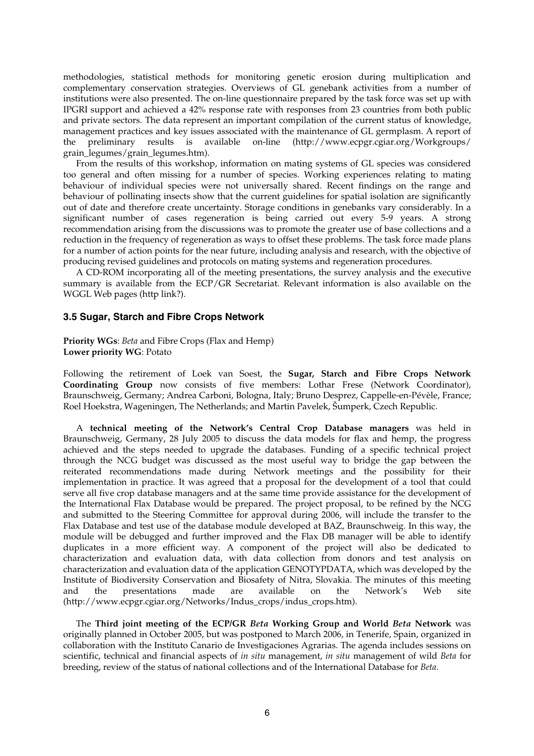methodologies, statistical methods for monitoring genetic erosion during multiplication and complementary conservation strategies. Overviews of GL genebank activities from a number of institutions were also presented. The on-line questionnaire prepared by the task force was set up with IPGRI support and achieved a 42% response rate with responses from 23 countries from both public and private sectors. The data represent an important compilation of the current status of knowledge, management practices and key issues associated with the maintenance of GL germplasm. A report of the preliminary results is available on-line (http://www.ecpgr.cgiar.org/Workgroups/grain_legumes/grain_legumes.htm).

From the results of this workshop, information on mating systems of GL species was considered too general and often missing for a number of species. Working experiences relating to mating behaviour of individual species were not universally shared. Recent findings on the range and behaviour of pollinating insects show that the current guidelines for spatial isolation are significantly out of date and therefore create uncertainty. Storage conditions in genebanks vary considerably. In a significant number of cases regeneration is being carried out every 5-9 years. A strong recommendation arising from the discussions was to promote the greater use of base collections and a reduction in the frequency of regeneration as ways to offset these problems. The task force made plans for a number of action points for the near future, including analysis and research, with the objective of producing revised guidelines and protocols on mating systems and regeneration procedures.

A CD-ROM incorporating all of the meeting presentations, the survey analysis and the executive summary is available from the ECP/GR Secretariat. Relevant information is also available on the WGGL Web pages (http link?).

### 3.5 Sugar, Starch and Fibre Crops Network

**Priority WGs**: *Beta* and Fibre Crops (Flax and Hemp)
**Lower priority WG**: Potato

Following the retirement of Loek van Soest, the **Sugar, Starch and Fibre Crops Network Coordinating Group** now consists of five members: Lothar Frese (Network Coordinator), Braunschweig, Germany; Andrea Carboni, Bologna, Italy; Bruno Desprez, Cappelle-en-Pévèle, France; Roel Hoekstra, Wageningen, The Netherlands; and Martin Pavelek, Šumperk, Czech Republic.

A **technical meeting of the Network's Central Crop Database managers** was held in Braunschweig, Germany, 28 July 2005 to discuss the data models for flax and hemp, the progress achieved and the steps needed to upgrade the databases. Funding of a specific technical project through the NCG budget was discussed as the most useful way to bridge the gap between the reiterated recommendations made during Network meetings and the possibility for their implementation in practice. It was agreed that a proposal for the development of a tool that could serve all five crop database managers and at the same time provide assistance for the development of the International Flax Database would be prepared. The project proposal, to be refined by the NCG and submitted to the Steering Committee for approval during 2006, will include the transfer to the Flax Database and test use of the database module developed at BAZ, Braunschweig. In this way, the module will be debugged and further improved and the Flax DB manager will be able to identify duplicates in a more efficient way. A component of the project will also be dedicated to characterization and evaluation data, with data collection from donors and test analysis on characterization and evaluation data of the application GENOTYPDATA, which was developed by the Institute of Biodiversity Conservation and Biosafety of Nitra, Slovakia. The minutes of this meeting and the presentations made are available on the Network's Web site (http://www.ecpgr.cgiar.org/Networks/Indus_crops/indus_crops.htm).

The **Third joint meeting of the ECP/GR *Beta* Working Group and World *Beta* Network** was originally planned in October 2005, but was postponed to March 2006, in Tenerife, Spain, organized in collaboration with the Instituto Canario de Investigaciones Agrarias. The agenda includes sessions on scientific, technical and financial aspects of *in situ* management, *in situ* management of wild *Beta* for breeding, review of the status of national collections and of the International Database for *Beta*.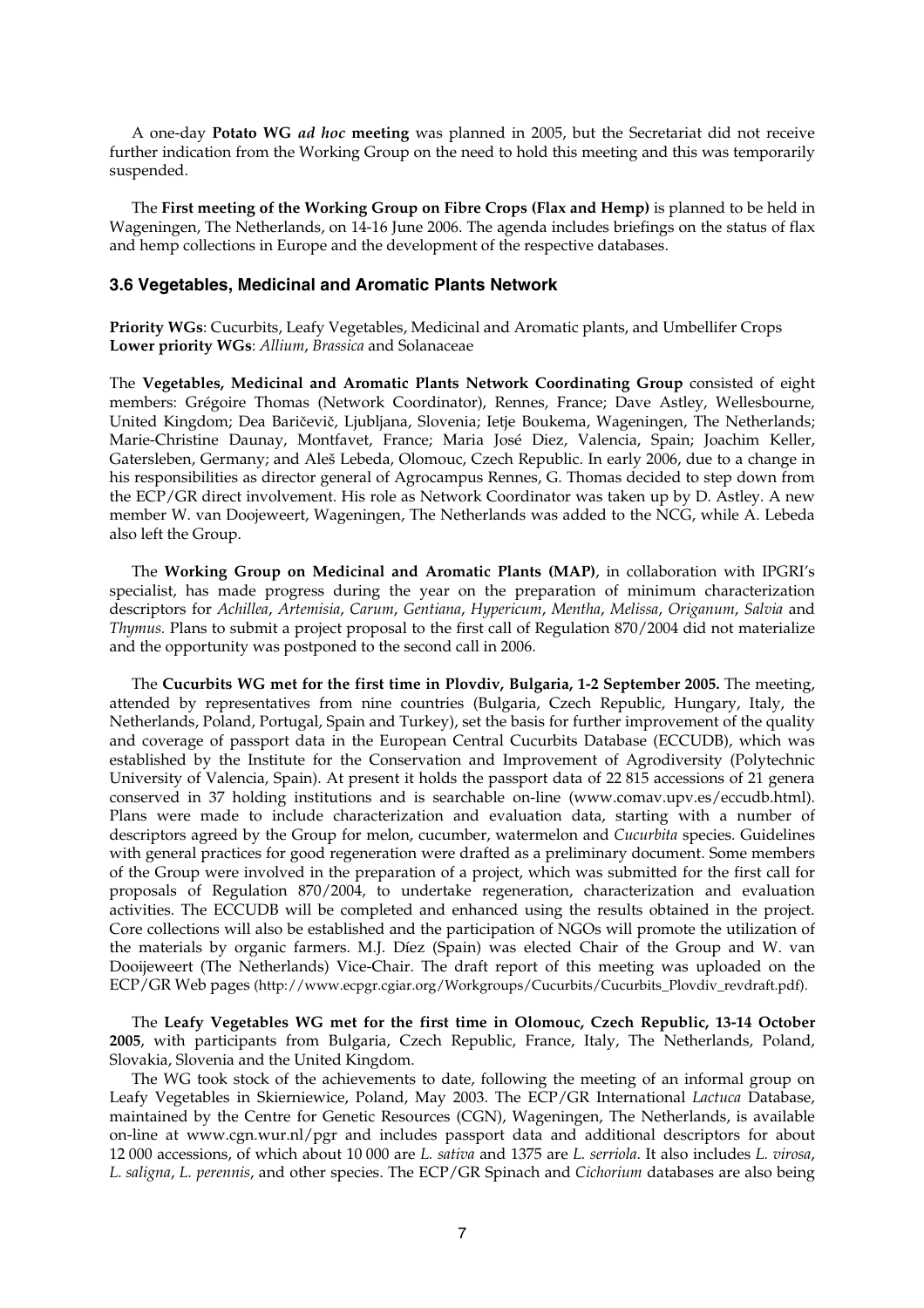A one-day **Potato WG *ad hoc* meeting** was planned in 2005, but the Secretariat did not receive further indication from the Working Group on the need to hold this meeting and this was temporarily suspended.

The **First meeting of the Working Group on Fibre Crops (Flax and Hemp)** is planned to be held in Wageningen, The Netherlands, on 14-16 June 2006. The agenda includes briefings on the status of flax and hemp collections in Europe and the development of the respective databases.

### 3.6 Vegetables, Medicinal and Aromatic Plants Network

**Priority WGs**: Cucurbits, Leafy Vegetables, Medicinal and Aromatic plants, and Umbellifer Crops
**Lower priority WGs**: *Allium*, *Brassica* and Solanaceae

The **Vegetables, Medicinal and Aromatic Plants Network Coordinating Group** consisted of eight members: Grégoire Thomas (Network Coordinator), Rennes, France; Dave Astley, Wellesbourne, United Kingdom; Dea Baričevič, Ljubljana, Slovenia; Ietje Boukema, Wageningen, The Netherlands; Marie-Christine Daunay, Montfavet, France; Maria José Diez, Valencia, Spain; Joachim Keller, Gatersleben, Germany; and Aleš Lebeda, Olomouc, Czech Republic. In early 2006, due to a change in his responsibilities as director general of Agrocampus Rennes, G. Thomas decided to step down from the ECP/GR direct involvement. His role as Network Coordinator was taken up by D. Astley. A new member W. van Doojeweert, Wageningen, The Netherlands was added to the NCG, while A. Lebeda also left the Group.

The **Working Group on Medicinal and Aromatic Plants (MAP)**, in collaboration with IPGRI's specialist, has made progress during the year on the preparation of minimum characterization descriptors for *Achillea*, *Artemisia*, *Carum*, *Gentiana*, *Hypericum*, *Mentha*, *Melissa*, *Origanum*, *Salvia* and *Thymus.* Plans to submit a project proposal to the first call of Regulation 870/2004 did not materialize and the opportunity was postponed to the second call in 2006.

The **Cucurbits WG met for the first time in Plovdiv, Bulgaria, 1-2 September 2005.** The meeting, attended by representatives from nine countries (Bulgaria, Czech Republic, Hungary, Italy, the Netherlands, Poland, Portugal, Spain and Turkey), set the basis for further improvement of the quality and coverage of passport data in the European Central Cucurbits Database (ECCUDB), which was established by the Institute for the Conservation and Improvement of Agrodiversity (Polytechnic University of Valencia, Spain). At present it holds the passport data of 22 815 accessions of 21 genera conserved in 37 holding institutions and is searchable on-line (www.comav.upv.es/eccudb.html). Plans were made to include characterization and evaluation data, starting with a number of descriptors agreed by the Group for melon, cucumber, watermelon and *Cucurbita* species. Guidelines with general practices for good regeneration were drafted as a preliminary document. Some members of the Group were involved in the preparation of a project, which was submitted for the first call for proposals of Regulation 870/2004, to undertake regeneration, characterization and evaluation activities. The ECCUDB will be completed and enhanced using the results obtained in the project. Core collections will also be established and the participation of NGOs will promote the utilization of the materials by organic farmers. M.J. Díez (Spain) was elected Chair of the Group and W. van Dooijeweert (The Netherlands) Vice-Chair. The draft report of this meeting was uploaded on the ECP/GR Web pages (http://www.ecpgr.cgiar.org/Workgroups/Cucurbits/Cucurbits_Plovdiv_revdraft.pdf).

The **Leafy Vegetables WG met for the first time in Olomouc, Czech Republic, 13-14 October 2005**, with participants from Bulgaria, Czech Republic, France, Italy, The Netherlands, Poland, Slovakia, Slovenia and the United Kingdom.

The WG took stock of the achievements to date, following the meeting of an informal group on Leafy Vegetables in Skierniewice, Poland, May 2003. The ECP/GR International *Lactuca* Database, maintained by the Centre for Genetic Resources (CGN), Wageningen, The Netherlands, is available on-line at www.cgn.wur.nl/pgr and includes passport data and additional descriptors for about 12 000 accessions, of which about 10 000 are *L. sativa* and 1375 are *L. serriola*. It also includes *L. virosa*, *L. saligna*, *L. perennis*, and other species. The ECP/GR Spinach and *Cichorium* databases are also being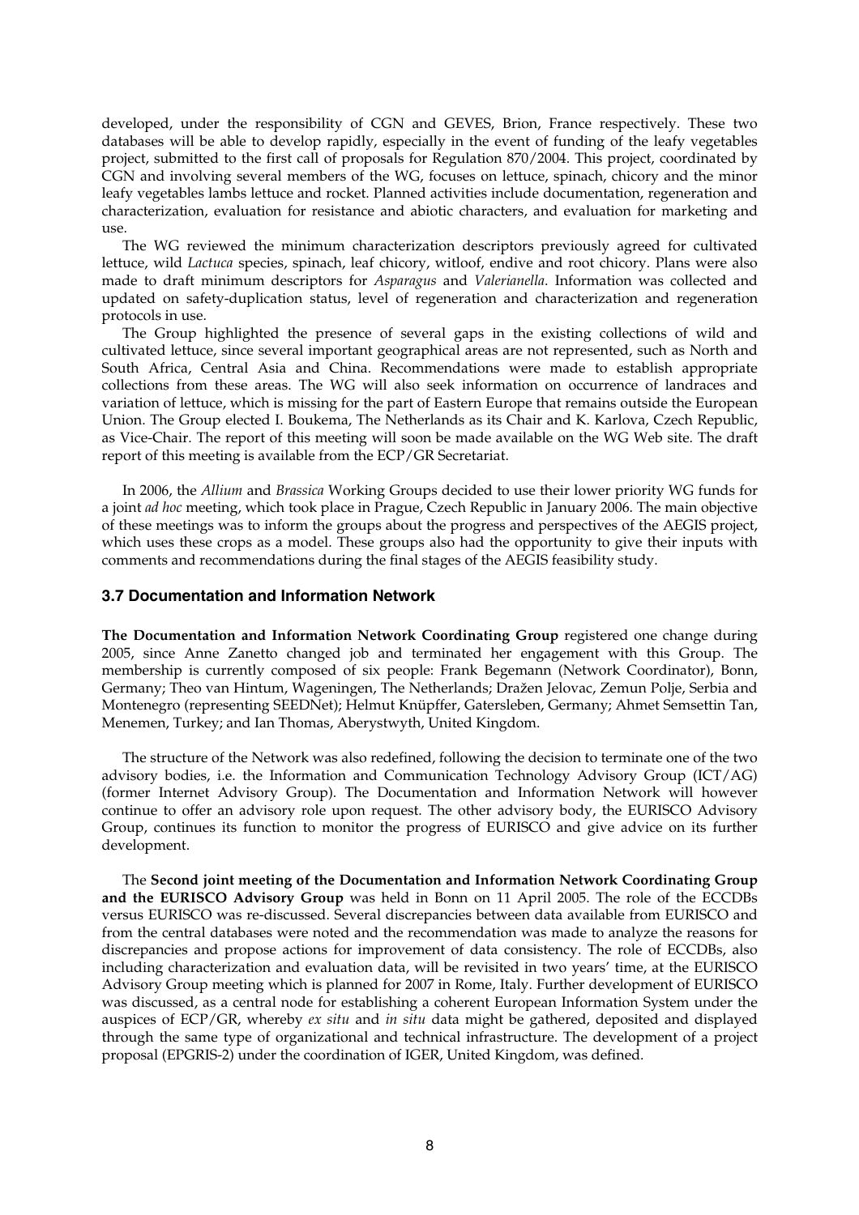developed, under the responsibility of CGN and GEVES, Brion, France respectively. These two databases will be able to develop rapidly, especially in the event of funding of the leafy vegetables project, submitted to the first call of proposals for Regulation 870/2004. This project, coordinated by CGN and involving several members of the WG, focuses on lettuce, spinach, chicory and the minor leafy vegetables lambs lettuce and rocket. Planned activities include documentation, regeneration and characterization, evaluation for resistance and abiotic characters, and evaluation for marketing and use.

The WG reviewed the minimum characterization descriptors previously agreed for cultivated lettuce, wild *Lactuca* species, spinach, leaf chicory, witloof, endive and root chicory. Plans were also made to draft minimum descriptors for *Asparagus* and *Valerianella*. Information was collected and updated on safety-duplication status, level of regeneration and characterization and regeneration protocols in use.

The Group highlighted the presence of several gaps in the existing collections of wild and cultivated lettuce, since several important geographical areas are not represented, such as North and South Africa, Central Asia and China. Recommendations were made to establish appropriate collections from these areas. The WG will also seek information on occurrence of landraces and variation of lettuce, which is missing for the part of Eastern Europe that remains outside the European Union. The Group elected I. Boukema, The Netherlands as its Chair and K. Karlova, Czech Republic, as Vice-Chair. The report of this meeting will soon be made available on the WG Web site. The draft report of this meeting is available from the ECP/GR Secretariat.

In 2006, the *Allium* and *Brassica* Working Groups decided to use their lower priority WG funds for a joint *ad hoc* meeting, which took place in Prague, Czech Republic in January 2006. The main objective of these meetings was to inform the groups about the progress and perspectives of the AEGIS project, which uses these crops as a model. These groups also had the opportunity to give their inputs with comments and recommendations during the final stages of the AEGIS feasibility study.

### 3.7 Documentation and Information Network

**The Documentation and Information Network Coordinating Group** registered one change during 2005, since Anne Zanetto changed job and terminated her engagement with this Group. The membership is currently composed of six people: Frank Begemann (Network Coordinator), Bonn, Germany; Theo van Hintum, Wageningen, The Netherlands; Dražen Jelovac, Zemun Polje, Serbia and Montenegro (representing SEEDNet); Helmut Knüpffer, Gatersleben, Germany; Ahmet Semsettin Tan, Menemen, Turkey; and Ian Thomas, Aberystwyth, United Kingdom.

The structure of the Network was also redefined, following the decision to terminate one of the two advisory bodies, i.e. the Information and Communication Technology Advisory Group (ICT/AG) (former Internet Advisory Group). The Documentation and Information Network will however continue to offer an advisory role upon request. The other advisory body, the EURISCO Advisory Group, continues its function to monitor the progress of EURISCO and give advice on its further development.

The **Second joint meeting of the Documentation and Information Network Coordinating Group and the EURISCO Advisory Group** was held in Bonn on 11 April 2005. The role of the ECCDBs versus EURISCO was re-discussed. Several discrepancies between data available from EURISCO and from the central databases were noted and the recommendation was made to analyze the reasons for discrepancies and propose actions for improvement of data consistency. The role of ECCDBs, also including characterization and evaluation data, will be revisited in two years' time, at the EURISCO Advisory Group meeting which is planned for 2007 in Rome, Italy. Further development of EURISCO was discussed, as a central node for establishing a coherent European Information System under the auspices of ECP/GR, whereby *ex situ* and *in situ* data might be gathered, deposited and displayed through the same type of organizational and technical infrastructure. The development of a project proposal (EPGRIS-2) under the coordination of IGER, United Kingdom, was defined.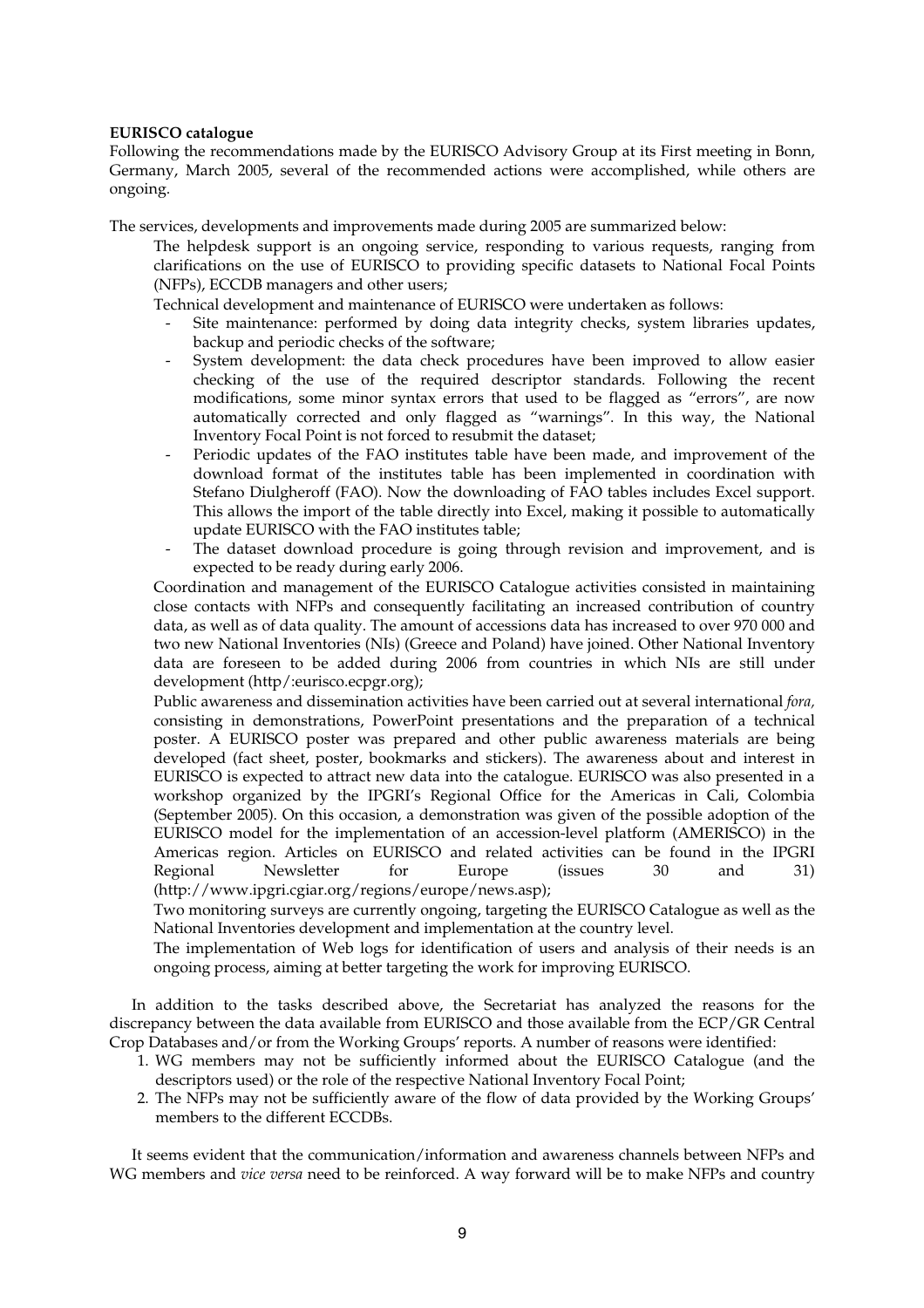**EURISCO catalogue**

Following the recommendations made by the EURISCO Advisory Group at its First meeting in Bonn, Germany, March 2005, several of the recommended actions were accomplished, while others are ongoing.

The services, developments and improvements made during 2005 are summarized below:

- The helpdesk support is an ongoing service, responding to various requests, ranging from clarifications on the use of EURISCO to providing specific datasets to National Focal Points (NFPs), ECCDB managers and other users;
- Technical development and maintenance of EURISCO were undertaken as follows:
  - Site maintenance: performed by doing data integrity checks, system libraries updates, backup and periodic checks of the software;
  - System development: the data check procedures have been improved to allow easier checking of the use of the required descriptor standards. Following the recent modifications, some minor syntax errors that used to be flagged as "errors", are now automatically corrected and only flagged as "warnings". In this way, the National Inventory Focal Point is not forced to resubmit the dataset;
  - Periodic updates of the FAO institutes table have been made, and improvement of the download format of the institutes table has been implemented in coordination with Stefano Diulgheroff (FAO). Now the downloading of FAO tables includes Excel support. This allows the import of the table directly into Excel, making it possible to automatically update EURISCO with the FAO institutes table;
  - The dataset download procedure is going through revision and improvement, and is expected to be ready during early 2006.
- Coordination and management of the EURISCO Catalogue activities consisted in maintaining close contacts with NFPs and consequently facilitating an increased contribution of country data, as well as of data quality. The amount of accessions data has increased to over 970 000 and two new National Inventories (NIs) (Greece and Poland) have joined. Other National Inventory data are foreseen to be added during 2006 from countries in which NIs are still under development (http/:eurisco.ecpgr.org);
- Public awareness and dissemination activities have been carried out at several international *fora,* consisting in demonstrations, PowerPoint presentations and the preparation of a technical poster. A EURISCO poster was prepared and other public awareness materials are being developed (fact sheet, poster, bookmarks and stickers). The awareness about and interest in EURISCO is expected to attract new data into the catalogue. EURISCO was also presented in a workshop organized by the IPGRI's Regional Office for the Americas in Cali, Colombia (September 2005). On this occasion, a demonstration was given of the possible adoption of the EURISCO model for the implementation of an accession-level platform (AMERISCO) in the Americas region. Articles on EURISCO and related activities can be found in the IPGRI Regional Newsletter for Europe (issues 30 and 31) (http://www.ipgri.cgiar.org/regions/europe/news.asp);
- Two monitoring surveys are currently ongoing, targeting the EURISCO Catalogue as well as the National Inventories development and implementation at the country level.
- The implementation of Web logs for identification of users and analysis of their needs is an ongoing process, aiming at better targeting the work for improving EURISCO.

In addition to the tasks described above, the Secretariat has analyzed the reasons for the discrepancy between the data available from EURISCO and those available from the ECP/GR Central Crop Databases and/or from the Working Groups' reports. A number of reasons were identified:

1. WG members may not be sufficiently informed about the EURISCO Catalogue (and the descriptors used) or the role of the respective National Inventory Focal Point;
2. The NFPs may not be sufficiently aware of the flow of data provided by the Working Groups' members to the different ECCDBs.

It seems evident that the communication/information and awareness channels between NFPs and WG members and *vice versa* need to be reinforced. A way forward will be to make NFPs and country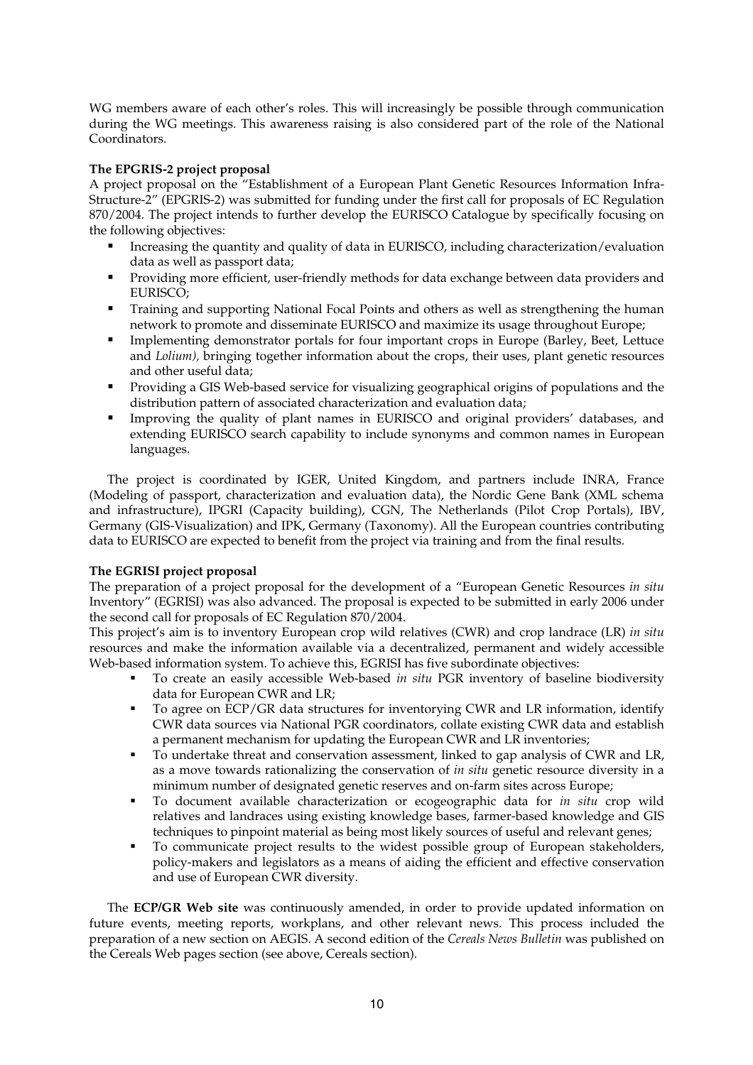WG members aware of each other's roles. This will increasingly be possible through communication during the WG meetings. This awareness raising is also considered part of the role of the National Coordinators.

**The EPGRIS-2 project proposal**

A project proposal on the "Establishment of a European Plant Genetic Resources Information Infra-Structure-2" (EPGRIS-2) was submitted for funding under the first call for proposals of EC Regulation 870/2004. The project intends to further develop the EURISCO Catalogue by specifically focusing on the following objectives:

- Increasing the quantity and quality of data in EURISCO, including characterization/evaluation data as well as passport data;
- Providing more efficient, user-friendly methods for data exchange between data providers and EURISCO;
- Training and supporting National Focal Points and others as well as strengthening the human network to promote and disseminate EURISCO and maximize its usage throughout Europe;
- Implementing demonstrator portals for four important crops in Europe (Barley, Beet, Lettuce and *Lolium),* bringing together information about the crops, their uses, plant genetic resources and other useful data;
- Providing a GIS Web-based service for visualizing geographical origins of populations and the distribution pattern of associated characterization and evaluation data;
- Improving the quality of plant names in EURISCO and original providers' databases, and extending EURISCO search capability to include synonyms and common names in European languages.

The project is coordinated by IGER, United Kingdom, and partners include INRA, France (Modeling of passport, characterization and evaluation data), the Nordic Gene Bank (XML schema and infrastructure), IPGRI (Capacity building), CGN, The Netherlands (Pilot Crop Portals), IBV, Germany (GIS-Visualization) and IPK, Germany (Taxonomy). All the European countries contributing data to EURISCO are expected to benefit from the project via training and from the final results.

**The EGRISI project proposal**

The preparation of a project proposal for the development of a "European Genetic Resources *in situ* Inventory" (EGRISI) was also advanced. The proposal is expected to be submitted in early 2006 under the second call for proposals of EC Regulation 870/2004.

This project's aim is to inventory European crop wild relatives (CWR) and crop landrace (LR) *in situ* resources and make the information available via a decentralized, permanent and widely accessible Web-based information system. To achieve this, EGRISI has five subordinate objectives:

- To create an easily accessible Web-based *in situ* PGR inventory of baseline biodiversity data for European CWR and LR;
- To agree on ECP/GR data structures for inventorying CWR and LR information, identify CWR data sources via National PGR coordinators, collate existing CWR data and establish a permanent mechanism for updating the European CWR and LR inventories;
- To undertake threat and conservation assessment, linked to gap analysis of CWR and LR, as a move towards rationalizing the conservation of *in situ* genetic resource diversity in a minimum number of designated genetic reserves and on-farm sites across Europe;
- To document available characterization or ecogeographic data for *in situ* crop wild relatives and landraces using existing knowledge bases, farmer-based knowledge and GIS techniques to pinpoint material as being most likely sources of useful and relevant genes;
- To communicate project results to the widest possible group of European stakeholders, policy-makers and legislators as a means of aiding the efficient and effective conservation and use of European CWR diversity.

The **ECP/GR Web site** was continuously amended, in order to provide updated information on future events, meeting reports, workplans, and other relevant news. This process included the preparation of a new section on AEGIS. A second edition of the *Cereals News Bulletin* was published on the Cereals Web pages section (see above, Cereals section).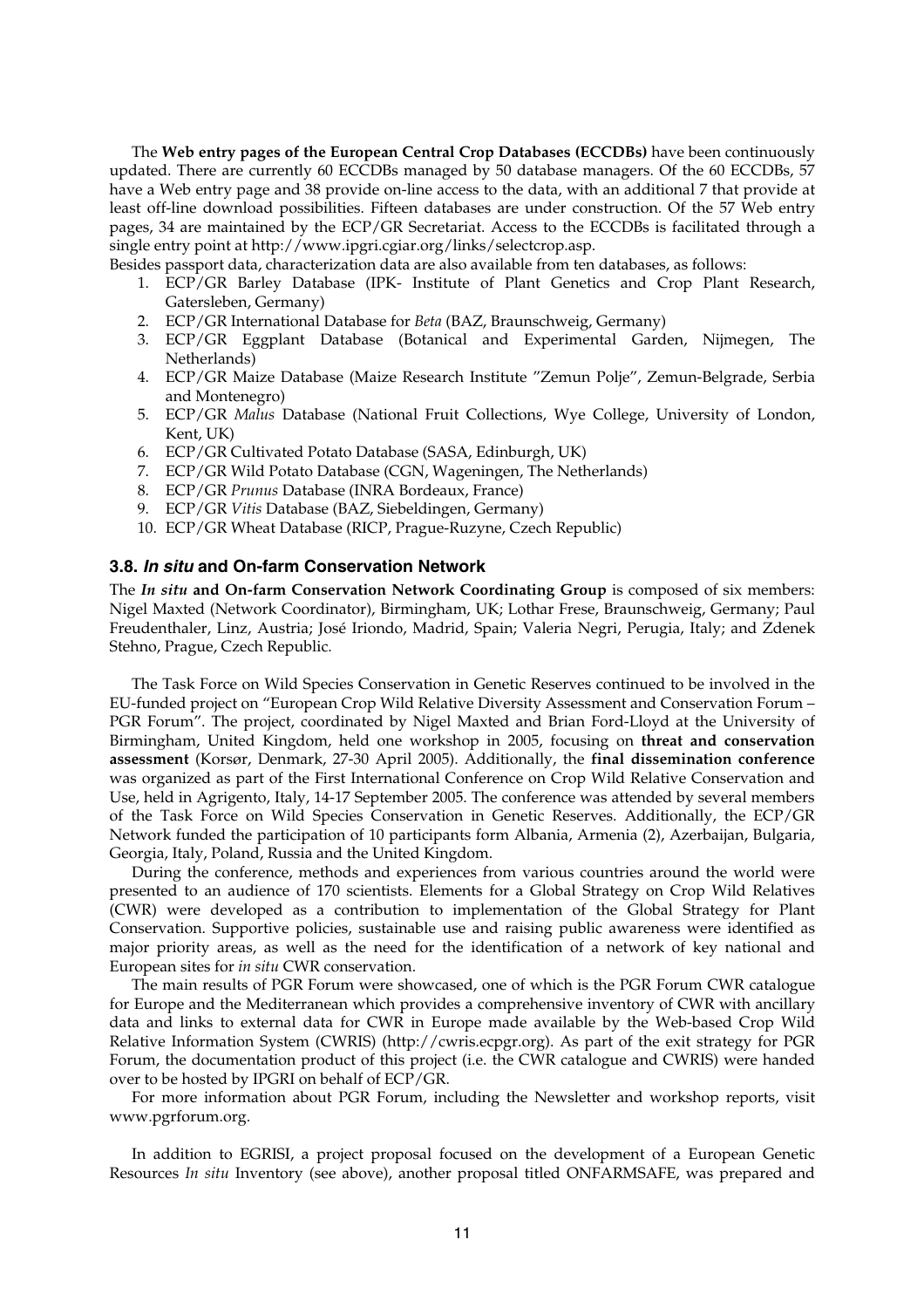The **Web entry pages of the European Central Crop Databases (ECCDBs)** have been continuously updated. There are currently 60 ECCDBs managed by 50 database managers. Of the 60 ECCDBs, 57 have a Web entry page and 38 provide on-line access to the data, with an additional 7 that provide at least off-line download possibilities. Fifteen databases are under construction. Of the 57 Web entry pages, 34 are maintained by the ECP/GR Secretariat. Access to the ECCDBs is facilitated through a single entry point at http://www.ipgri.cgiar.org/links/selectcrop.asp.

Besides passport data, characterization data are also available from ten databases, as follows:

1. ECP/GR Barley Database (IPK- Institute of Plant Genetics and Crop Plant Research, Gatersleben, Germany)
2. ECP/GR International Database for *Beta* (BAZ, Braunschweig, Germany)
3. ECP/GR Eggplant Database (Botanical and Experimental Garden, Nijmegen, The Netherlands)
4. ECP/GR Maize Database (Maize Research Institute "Zemun Polje", Zemun-Belgrade, Serbia and Montenegro)
5. ECP/GR *Malus* Database (National Fruit Collections, Wye College, University of London, Kent, UK)
6. ECP/GR Cultivated Potato Database (SASA, Edinburgh, UK)
7. ECP/GR Wild Potato Database (CGN, Wageningen, The Netherlands)
8. ECP/GR *Prunus* Database (INRA Bordeaux, France)
9. ECP/GR *Vitis* Database (BAZ, Siebeldingen, Germany)
10. ECP/GR Wheat Database (RICP, Prague-Ruzyne, Czech Republic)

### 3.8. *In situ* and On-farm Conservation Network

The ***In situ* and On-farm Conservation Network Coordinating Group** is composed of six members: Nigel Maxted (Network Coordinator), Birmingham, UK; Lothar Frese, Braunschweig, Germany; Paul Freudenthaler, Linz, Austria; José Iriondo, Madrid, Spain; Valeria Negri, Perugia, Italy; and Zdenek Stehno, Prague, Czech Republic.

The Task Force on Wild Species Conservation in Genetic Reserves continued to be involved in the EU-funded project on "European Crop Wild Relative Diversity Assessment and Conservation Forum – PGR Forum". The project, coordinated by Nigel Maxted and Brian Ford-Lloyd at the University of Birmingham, United Kingdom, held one workshop in 2005, focusing on **threat and conservation assessment** (Korsør, Denmark, 27-30 April 2005). Additionally, the **final dissemination conference** was organized as part of the First International Conference on Crop Wild Relative Conservation and Use, held in Agrigento, Italy, 14-17 September 2005. The conference was attended by several members of the Task Force on Wild Species Conservation in Genetic Reserves. Additionally, the ECP/GR Network funded the participation of 10 participants form Albania, Armenia (2), Azerbaijan, Bulgaria, Georgia, Italy, Poland, Russia and the United Kingdom.

During the conference, methods and experiences from various countries around the world were presented to an audience of 170 scientists. Elements for a Global Strategy on Crop Wild Relatives (CWR) were developed as a contribution to implementation of the Global Strategy for Plant Conservation. Supportive policies, sustainable use and raising public awareness were identified as major priority areas, as well as the need for the identification of a network of key national and European sites for *in situ* CWR conservation.

The main results of PGR Forum were showcased, one of which is the PGR Forum CWR catalogue for Europe and the Mediterranean which provides a comprehensive inventory of CWR with ancillary data and links to external data for CWR in Europe made available by the Web-based Crop Wild Relative Information System (CWRIS) (http://cwris.ecpgr.org). As part of the exit strategy for PGR Forum, the documentation product of this project (i.e. the CWR catalogue and CWRIS) were handed over to be hosted by IPGRI on behalf of ECP/GR.

For more information about PGR Forum, including the Newsletter and workshop reports, visit www.pgrforum.org.

In addition to EGRISI, a project proposal focused on the development of a European Genetic Resources *In situ* Inventory (see above), another proposal titled ONFARMSAFE, was prepared and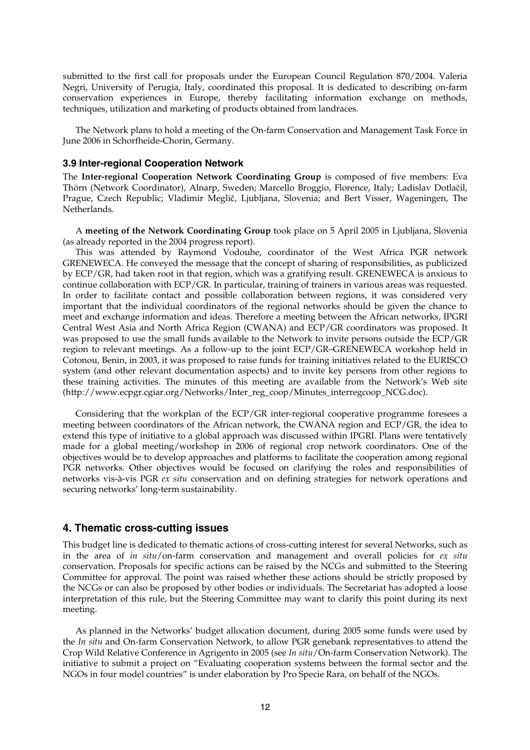submitted to the first call for proposals under the European Council Regulation 870/2004. Valeria Negri, University of Perugia, Italy, coordinated this proposal. It is dedicated to describing on-farm conservation experiences in Europe, thereby facilitating information exchange on methods, techniques, utilization and marketing of products obtained from landraces.

The Network plans to hold a meeting of the On-farm Conservation and Management Task Force in June 2006 in Schorfheide-Chorin, Germany.

### 3.9 Inter-regional Cooperation Network

The **Inter-regional Cooperation Network Coordinating Group** is composed of five members: Eva Thörn (Network Coordinator), Alnarp, Sweden; Marcello Broggio, Florence, Italy; Ladislav Dotlačil, Prague, Czech Republic; Vladimir Meglič, Ljubljana, Slovenia; and Bert Visser, Wageningen, The Netherlands.

A **meeting of the Network Coordinating Group** took place on 5 April 2005 in Ljubljana, Slovenia (as already reported in the 2004 progress report).

This was attended by Raymond Vodouhe, coordinator of the West Africa PGR network GRENEWECA. He conveyed the message that the concept of sharing of responsibilities, as publicized by ECP/GR, had taken root in that region, which was a gratifying result. GRENEWECA is anxious to continue collaboration with ECP/GR. In particular, training of trainers in various areas was requested. In order to facilitate contact and possible collaboration between regions, it was considered very important that the individual coordinators of the regional networks should be given the chance to meet and exchange information and ideas. Therefore a meeting between the African networks, IPGRI Central West Asia and North Africa Region (CWANA) and ECP/GR coordinators was proposed. It was proposed to use the small funds available to the Network to invite persons outside the ECP/GR region to relevant meetings. As a follow-up to the joint ECP/GR–GRENEWECA workshop held in Cotonou, Benin, in 2003, it was proposed to raise funds for training initiatives related to the EURISCO system (and other relevant documentation aspects) and to invite key persons from other regions to these training activities. The minutes of this meeting are available from the Network's Web site (http://www.ecpgr.cgiar.org/Networks/Inter_reg_coop/Minutes_interregcoop_NCG.doc).

Considering that the workplan of the ECP/GR inter-regional cooperative programme foresees a meeting between coordinators of the African network, the CWANA region and ECP/GR, the idea to extend this type of initiative to a global approach was discussed within IPGRI. Plans were tentatively made for a global meeting/workshop in 2006 of regional crop network coordinators. One of the objectives would be to develop approaches and platforms to facilitate the cooperation among regional PGR networks. Other objectives would be focused on clarifying the roles and responsibilities of networks vis-à-vis PGR *ex situ* conservation and on defining strategies for network operations and securing networks' long-term sustainability.

## 4. Thematic cross-cutting issues

This budget line is dedicated to thematic actions of cross-cutting interest for several Networks, such as in the area of *in situ*/on-farm conservation and management and overall policies for *ex situ* conservation. Proposals for specific actions can be raised by the NCGs and submitted to the Steering Committee for approval. The point was raised whether these actions should be strictly proposed by the NCGs or can also be proposed by other bodies or individuals. The Secretariat has adopted a loose interpretation of this rule, but the Steering Committee may want to clarify this point during its next meeting.

As planned in the Networks' budget allocation document, during 2005 some funds were used by the *In situ* and On-farm Conservation Network, to allow PGR genebank representatives to attend the Crop Wild Relative Conference in Agrigento in 2005 (see *In situ*/On-farm Conservation Network). The initiative to submit a project on "Evaluating cooperation systems between the formal sector and the NGOs in four model countries" is under elaboration by Pro Specie Rara, on behalf of the NGOs.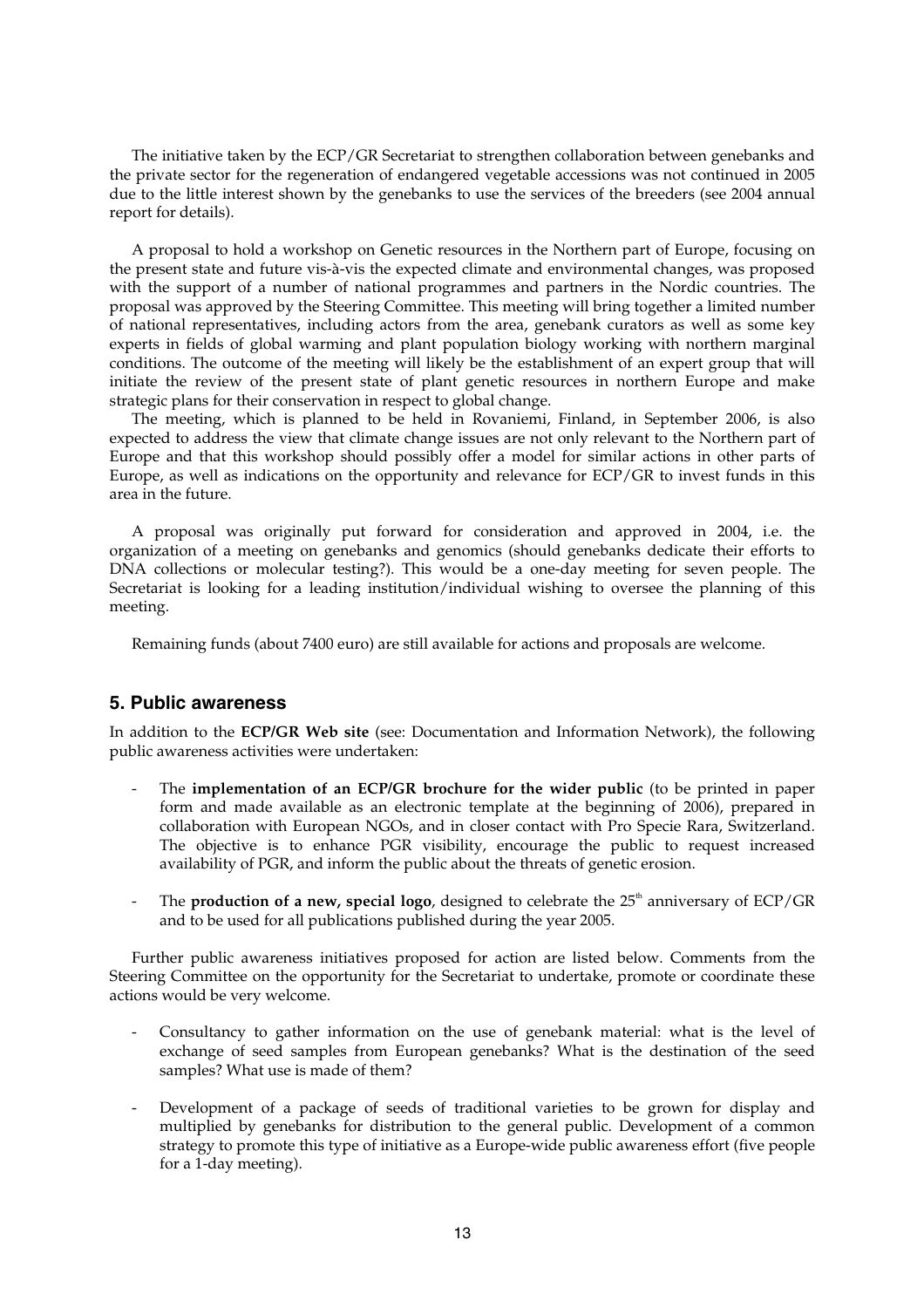The initiative taken by the ECP/GR Secretariat to strengthen collaboration between genebanks and the private sector for the regeneration of endangered vegetable accessions was not continued in 2005 due to the little interest shown by the genebanks to use the services of the breeders (see 2004 annual report for details).

A proposal to hold a workshop on Genetic resources in the Northern part of Europe, focusing on the present state and future vis-à-vis the expected climate and environmental changes, was proposed with the support of a number of national programmes and partners in the Nordic countries. The proposal was approved by the Steering Committee. This meeting will bring together a limited number of national representatives, including actors from the area, genebank curators as well as some key experts in fields of global warming and plant population biology working with northern marginal conditions. The outcome of the meeting will likely be the establishment of an expert group that will initiate the review of the present state of plant genetic resources in northern Europe and make strategic plans for their conservation in respect to global change.

The meeting, which is planned to be held in Rovaniemi, Finland, in September 2006, is also expected to address the view that climate change issues are not only relevant to the Northern part of Europe and that this workshop should possibly offer a model for similar actions in other parts of Europe, as well as indications on the opportunity and relevance for ECP/GR to invest funds in this area in the future.

A proposal was originally put forward for consideration and approved in 2004, i.e. the organization of a meeting on genebanks and genomics (should genebanks dedicate their efforts to DNA collections or molecular testing?). This would be a one-day meeting for seven people. The Secretariat is looking for a leading institution/individual wishing to oversee the planning of this meeting.

Remaining funds (about 7400 euro) are still available for actions and proposals are welcome.

## 5. Public awareness

In addition to the **ECP/GR Web site** (see: Documentation and Information Network), the following public awareness activities were undertaken:

- The **implementation of an ECP/GR brochure for the wider public** (to be printed in paper form and made available as an electronic template at the beginning of 2006), prepared in collaboration with European NGOs, and in closer contact with Pro Specie Rara, Switzerland. The objective is to enhance PGR visibility, encourage the public to request increased availability of PGR, and inform the public about the threats of genetic erosion.
- The **production of a new, special logo**, designed to celebrate the 25th anniversary of ECP/GR and to be used for all publications published during the year 2005.

Further public awareness initiatives proposed for action are listed below. Comments from the Steering Committee on the opportunity for the Secretariat to undertake, promote or coordinate these actions would be very welcome.

- Consultancy to gather information on the use of genebank material: what is the level of exchange of seed samples from European genebanks? What is the destination of the seed samples? What use is made of them?
- Development of a package of seeds of traditional varieties to be grown for display and multiplied by genebanks for distribution to the general public. Development of a common strategy to promote this type of initiative as a Europe-wide public awareness effort (five people for a 1-day meeting).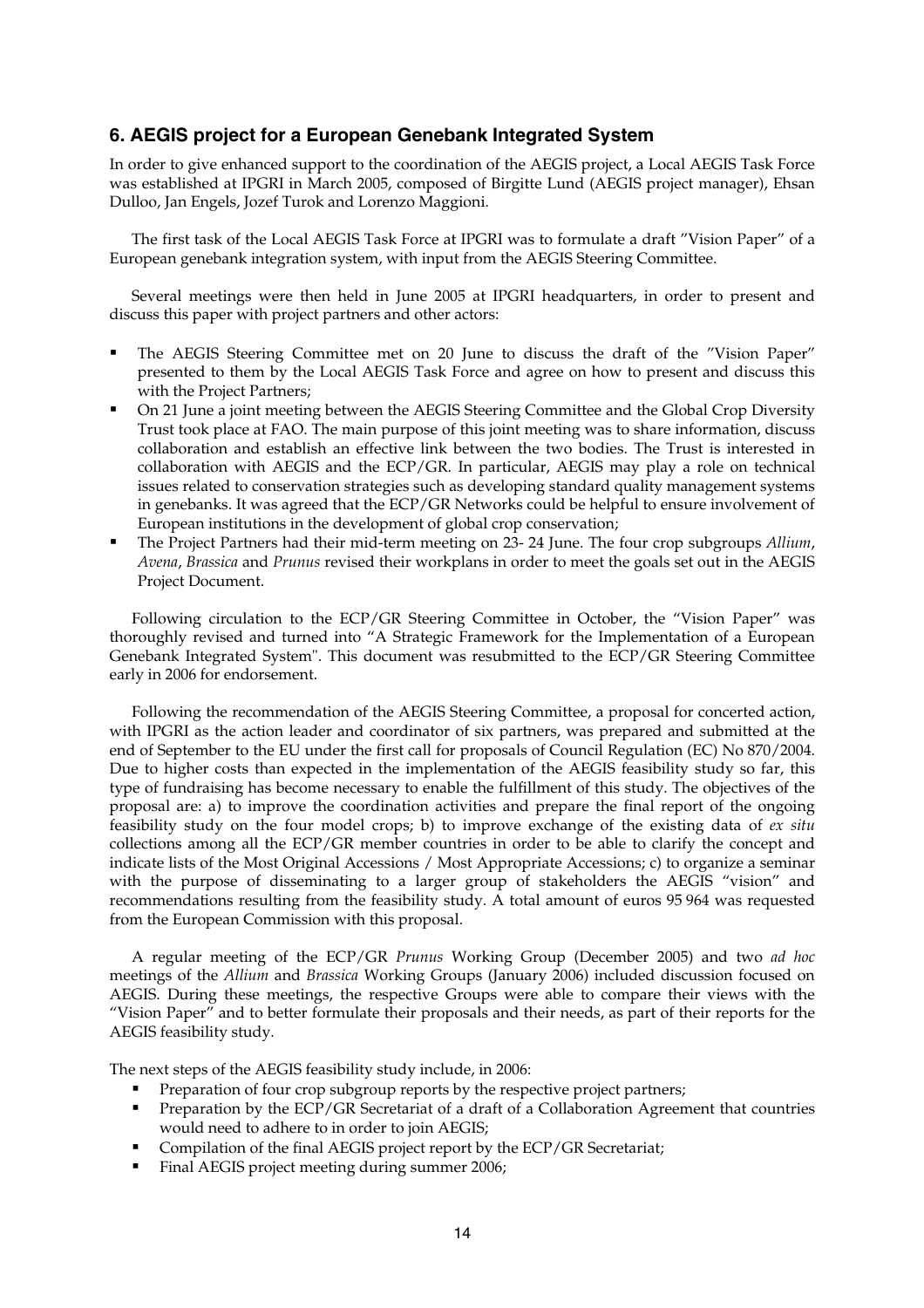## 6. AEGIS project for a European Genebank Integrated System

In order to give enhanced support to the coordination of the AEGIS project, a Local AEGIS Task Force was established at IPGRI in March 2005, composed of Birgitte Lund (AEGIS project manager), Ehsan Dulloo, Jan Engels, Jozef Turok and Lorenzo Maggioni.

The first task of the Local AEGIS Task Force at IPGRI was to formulate a draft "Vision Paper" of a European genebank integration system, with input from the AEGIS Steering Committee.

Several meetings were then held in June 2005 at IPGRI headquarters, in order to present and discuss this paper with project partners and other actors:

- The AEGIS Steering Committee met on 20 June to discuss the draft of the "Vision Paper" presented to them by the Local AEGIS Task Force and agree on how to present and discuss this with the Project Partners;
- On 21 June a joint meeting between the AEGIS Steering Committee and the Global Crop Diversity Trust took place at FAO. The main purpose of this joint meeting was to share information, discuss collaboration and establish an effective link between the two bodies. The Trust is interested in collaboration with AEGIS and the ECP/GR. In particular, AEGIS may play a role on technical issues related to conservation strategies such as developing standard quality management systems in genebanks. It was agreed that the ECP/GR Networks could be helpful to ensure involvement of European institutions in the development of global crop conservation;
- The Project Partners had their mid-term meeting on 23- 24 June. The four crop subgroups *Allium*, *Avena*, *Brassica* and *Prunus* revised their workplans in order to meet the goals set out in the AEGIS Project Document.

Following circulation to the ECP/GR Steering Committee in October, the "Vision Paper" was thoroughly revised and turned into "A Strategic Framework for the Implementation of a European Genebank Integrated System". This document was resubmitted to the ECP/GR Steering Committee early in 2006 for endorsement.

Following the recommendation of the AEGIS Steering Committee, a proposal for concerted action, with IPGRI as the action leader and coordinator of six partners, was prepared and submitted at the end of September to the EU under the first call for proposals of Council Regulation (EC) No 870/2004. Due to higher costs than expected in the implementation of the AEGIS feasibility study so far, this type of fundraising has become necessary to enable the fulfillment of this study. The objectives of the proposal are: a) to improve the coordination activities and prepare the final report of the ongoing feasibility study on the four model crops; b) to improve exchange of the existing data of *ex situ* collections among all the ECP/GR member countries in order to be able to clarify the concept and indicate lists of the Most Original Accessions / Most Appropriate Accessions; c) to organize a seminar with the purpose of disseminating to a larger group of stakeholders the AEGIS "vision" and recommendations resulting from the feasibility study. A total amount of euros 95 964 was requested from the European Commission with this proposal.

A regular meeting of the ECP/GR *Prunus* Working Group (December 2005) and two *ad hoc* meetings of the *Allium* and *Brassica* Working Groups (January 2006) included discussion focused on AEGIS. During these meetings, the respective Groups were able to compare their views with the "Vision Paper" and to better formulate their proposals and their needs, as part of their reports for the AEGIS feasibility study.

The next steps of the AEGIS feasibility study include, in 2006:

- Preparation of four crop subgroup reports by the respective project partners;
- Preparation by the ECP/GR Secretariat of a draft of a Collaboration Agreement that countries would need to adhere to in order to join AEGIS;
- Compilation of the final AEGIS project report by the ECP/GR Secretariat;
- Final AEGIS project meeting during summer 2006;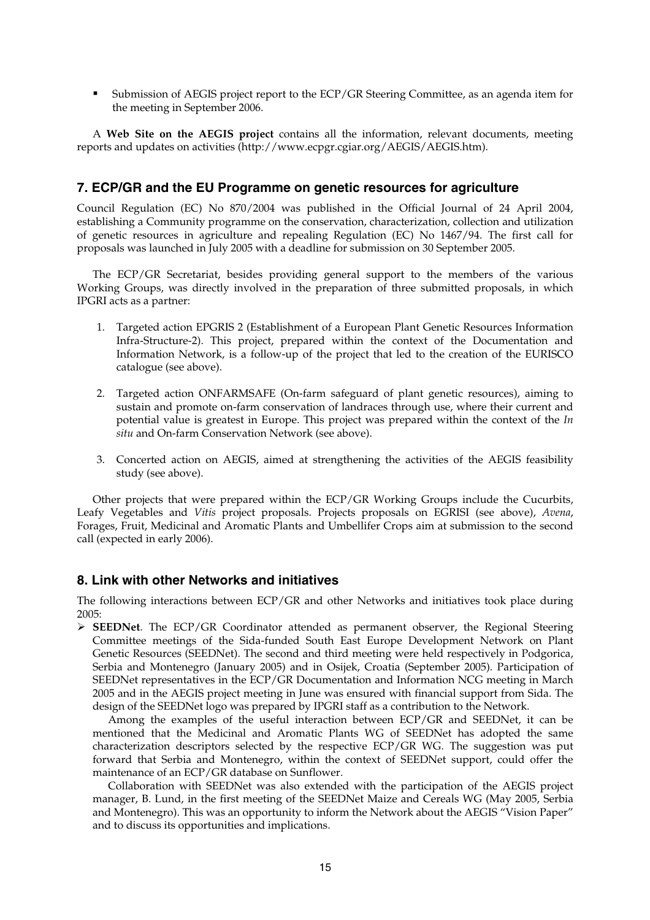- Submission of AEGIS project report to the ECP/GR Steering Committee, as an agenda item for the meeting in September 2006.

A **Web Site on the AEGIS project** contains all the information, relevant documents, meeting reports and updates on activities (http://www.ecpgr.cgiar.org/AEGIS/AEGIS.htm).

## 7. ECP/GR and the EU Programme on genetic resources for agriculture

Council Regulation (EC) No 870/2004 was published in the Official Journal of 24 April 2004, establishing a Community programme on the conservation, characterization, collection and utilization of genetic resources in agriculture and repealing Regulation (EC) No 1467/94. The first call for proposals was launched in July 2005 with a deadline for submission on 30 September 2005.

The ECP/GR Secretariat, besides providing general support to the members of the various Working Groups, was directly involved in the preparation of three submitted proposals, in which IPGRI acts as a partner:

1. Targeted action EPGRIS 2 (Establishment of a European Plant Genetic Resources Information Infra-Structure-2). This project, prepared within the context of the Documentation and Information Network, is a follow-up of the project that led to the creation of the EURISCO catalogue (see above).

2. Targeted action ONFARMSAFE (On-farm safeguard of plant genetic resources), aiming to sustain and promote on-farm conservation of landraces through use, where their current and potential value is greatest in Europe. This project was prepared within the context of the *In situ* and On-farm Conservation Network (see above).

3. Concerted action on AEGIS, aimed at strengthening the activities of the AEGIS feasibility study (see above).

Other projects that were prepared within the ECP/GR Working Groups include the Cucurbits, Leafy Vegetables and *Vitis* project proposals. Projects proposals on EGRISI (see above), *Avena*, Forages, Fruit, Medicinal and Aromatic Plants and Umbellifer Crops aim at submission to the second call (expected in early 2006).

## 8. Link with other Networks and initiatives

The following interactions between ECP/GR and other Networks and initiatives took place during 2005:

- **SEEDNet**. The ECP/GR Coordinator attended as permanent observer, the Regional Steering Committee meetings of the Sida-funded South East Europe Development Network on Plant Genetic Resources (SEEDNet). The second and third meeting were held respectively in Podgorica, Serbia and Montenegro (January 2005) and in Osijek, Croatia (September 2005). Participation of SEEDNet representatives in the ECP/GR Documentation and Information NCG meeting in March 2005 and in the AEGIS project meeting in June was ensured with financial support from Sida. The design of the SEEDNet logo was prepared by IPGRI staff as a contribution to the Network.

  Among the examples of the useful interaction between ECP/GR and SEEDNet, it can be mentioned that the Medicinal and Aromatic Plants WG of SEEDNet has adopted the same characterization descriptors selected by the respective ECP/GR WG. The suggestion was put forward that Serbia and Montenegro, within the context of SEEDNet support, could offer the maintenance of an ECP/GR database on Sunflower.

  Collaboration with SEEDNet was also extended with the participation of the AEGIS project manager, B. Lund, in the first meeting of the SEEDNet Maize and Cereals WG (May 2005, Serbia and Montenegro). This was an opportunity to inform the Network about the AEGIS "Vision Paper" and to discuss its opportunities and implications.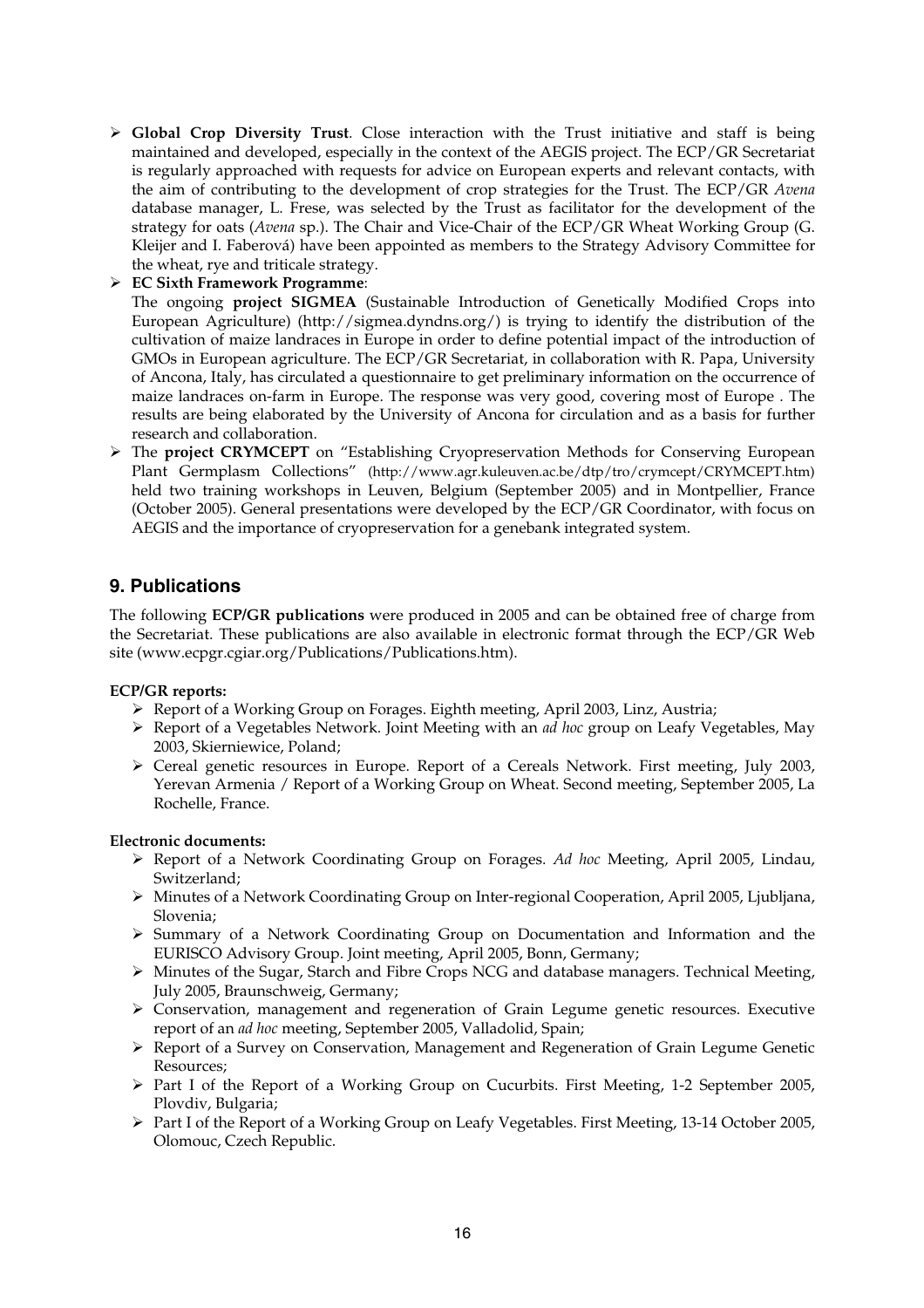- **Global Crop Diversity Trust**. Close interaction with the Trust initiative and staff is being maintained and developed, especially in the context of the AEGIS project. The ECP/GR Secretariat is regularly approached with requests for advice on European experts and relevant contacts, with the aim of contributing to the development of crop strategies for the Trust. The ECP/GR *Avena* database manager, L. Frese, was selected by the Trust as facilitator for the development of the strategy for oats (*Avena* sp.). The Chair and Vice-Chair of the ECP/GR Wheat Working Group (G. Kleijer and I. Faberová) have been appointed as members to the Strategy Advisory Committee for the wheat, rye and triticale strategy.
- **EC Sixth Framework Programme**:
  The ongoing **project SIGMEA** (Sustainable Introduction of Genetically Modified Crops into European Agriculture) (http://sigmea.dyndns.org/) is trying to identify the distribution of the cultivation of maize landraces in Europe in order to define potential impact of the introduction of GMOs in European agriculture. The ECP/GR Secretariat, in collaboration with R. Papa, University of Ancona, Italy, has circulated a questionnaire to get preliminary information on the occurrence of maize landraces on-farm in Europe. The response was very good, covering most of Europe . The results are being elaborated by the University of Ancona for circulation and as a basis for further research and collaboration.
- The **project CRYMCEPT** on "Establishing Cryopreservation Methods for Conserving European Plant Germplasm Collections" (http://www.agr.kuleuven.ac.be/dtp/tro/crymcept/CRYMCEPT.htm) held two training workshops in Leuven, Belgium (September 2005) and in Montpellier, France (October 2005). General presentations were developed by the ECP/GR Coordinator, with focus on AEGIS and the importance of cryopreservation for a genebank integrated system.

## 9. Publications

The following **ECP/GR publications** were produced in 2005 and can be obtained free of charge from the Secretariat. These publications are also available in electronic format through the ECP/GR Web site (www.ecpgr.cgiar.org/Publications/Publications.htm).

**ECP/GR reports:**

- Report of a Working Group on Forages. Eighth meeting, April 2003, Linz, Austria;
- Report of a Vegetables Network. Joint Meeting with an *ad hoc* group on Leafy Vegetables, May 2003, Skierniewice, Poland;
- Cereal genetic resources in Europe. Report of a Cereals Network. First meeting, July 2003, Yerevan Armenia / Report of a Working Group on Wheat. Second meeting, September 2005, La Rochelle, France.

**Electronic documents:**

- Report of a Network Coordinating Group on Forages. *Ad hoc* Meeting, April 2005, Lindau, Switzerland;
- Minutes of a Network Coordinating Group on Inter-regional Cooperation, April 2005, Ljubljana, Slovenia;
- Summary of a Network Coordinating Group on Documentation and Information and the EURISCO Advisory Group. Joint meeting, April 2005, Bonn, Germany;
- Minutes of the Sugar, Starch and Fibre Crops NCG and database managers. Technical Meeting, July 2005, Braunschweig, Germany;
- Conservation, management and regeneration of Grain Legume genetic resources. Executive report of an *ad hoc* meeting, September 2005, Valladolid, Spain;
- Report of a Survey on Conservation, Management and Regeneration of Grain Legume Genetic Resources;
- Part I of the Report of a Working Group on Cucurbits. First Meeting, 1-2 September 2005, Plovdiv, Bulgaria;
- Part I of the Report of a Working Group on Leafy Vegetables. First Meeting, 13-14 October 2005, Olomouc, Czech Republic.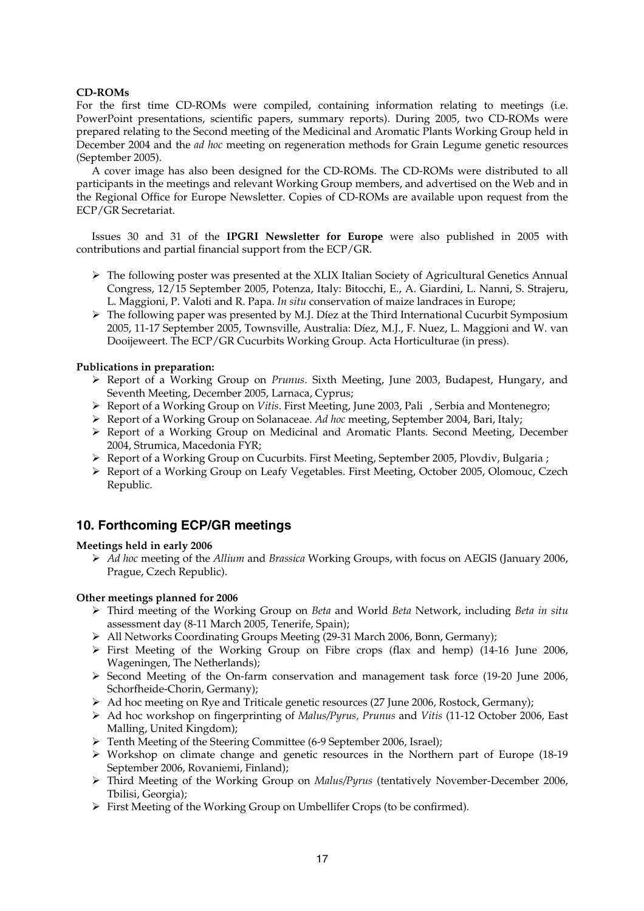**CD-ROMs**

For the first time CD-ROMs were compiled, containing information relating to meetings (i.e. PowerPoint presentations, scientific papers, summary reports). During 2005, two CD-ROMs were prepared relating to the Second meeting of the Medicinal and Aromatic Plants Working Group held in December 2004 and the *ad hoc* meeting on regeneration methods for Grain Legume genetic resources (September 2005).

A cover image has also been designed for the CD-ROMs. The CD-ROMs were distributed to all participants in the meetings and relevant Working Group members, and advertised on the Web and in the Regional Office for Europe Newsletter. Copies of CD-ROMs are available upon request from the ECP/GR Secretariat.

Issues 30 and 31 of the **IPGRI Newsletter for Europe** were also published in 2005 with contributions and partial financial support from the ECP/GR.

- The following poster was presented at the XLIX Italian Society of Agricultural Genetics Annual Congress, 12/15 September 2005, Potenza, Italy: Bitocchi, E., A. Giardini, L. Nanni, S. Strajeru, L. Maggioni, P. Valoti and R. Papa. *In situ* conservation of maize landraces in Europe;
- The following paper was presented by M.J. Díez at the Third International Cucurbit Symposium 2005, 11-17 September 2005, Townsville, Australia: Díez, M.J., F. Nuez, L. Maggioni and W. van Dooijeweert. The ECP/GR Cucurbits Working Group. Acta Horticulturae (in press).

**Publications in preparation:**

- Report of a Working Group on *Prunus*. Sixth Meeting, June 2003, Budapest, Hungary, and Seventh Meeting, December 2005, Larnaca, Cyprus;
- Report of a Working Group on *Vitis*. First Meeting, June 2003, Pali , Serbia and Montenegro;
- Report of a Working Group on Solanaceae. *Ad hoc* meeting, September 2004, Bari, Italy;
- Report of a Working Group on Medicinal and Aromatic Plants. Second Meeting, December 2004, Strumica, Macedonia FYR;
- Report of a Working Group on Cucurbits. First Meeting, September 2005, Plovdiv, Bulgaria ;
- Report of a Working Group on Leafy Vegetables. First Meeting, October 2005, Olomouc, Czech Republic.

## 10. Forthcoming ECP/GR meetings

**Meetings held in early 2006**

- *Ad hoc* meeting of the *Allium* and *Brassica* Working Groups, with focus on AEGIS (January 2006, Prague, Czech Republic).

**Other meetings planned for 2006**

- Third meeting of the Working Group on *Beta* and World *Beta* Network, including *Beta in situ* assessment day (8-11 March 2005, Tenerife, Spain);
- All Networks Coordinating Groups Meeting (29-31 March 2006, Bonn, Germany);
- First Meeting of the Working Group on Fibre crops (flax and hemp) (14-16 June 2006, Wageningen, The Netherlands);
- Second Meeting of the On-farm conservation and management task force (19-20 June 2006, Schorfheide-Chorin, Germany);
- Ad hoc meeting on Rye and Triticale genetic resources (27 June 2006, Rostock, Germany);
- Ad hoc workshop on fingerprinting of *Malus/Pyrus, Prunus* and *Vitis* (11-12 October 2006, East Malling, United Kingdom);
- Tenth Meeting of the Steering Committee (6-9 September 2006, Israel);
- Workshop on climate change and genetic resources in the Northern part of Europe (18-19 September 2006, Rovaniemi, Finland);
- Third Meeting of the Working Group on *Malus/Pyrus* (tentatively November-December 2006, Tbilisi, Georgia);
- First Meeting of the Working Group on Umbellifer Crops (to be confirmed).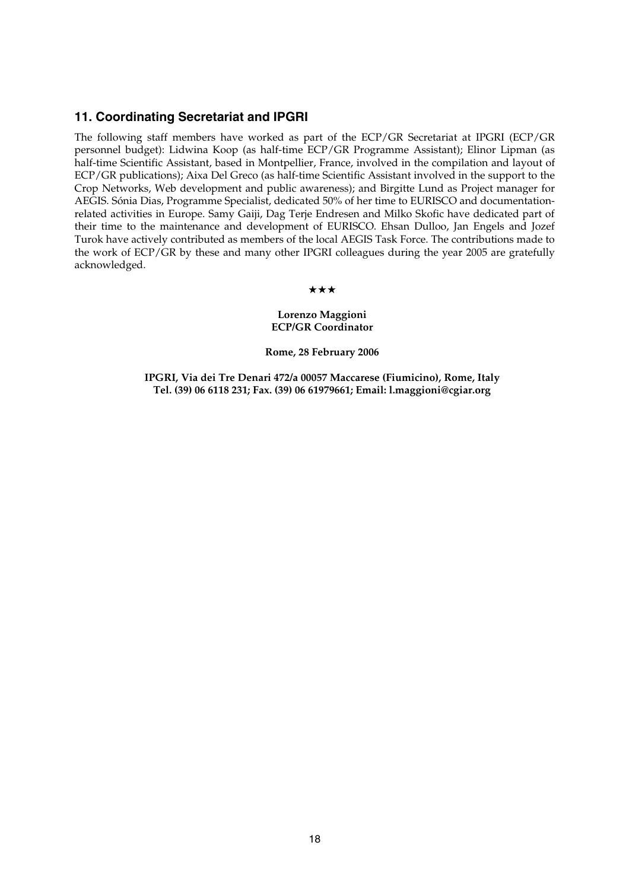## 11. Coordinating Secretariat and IPGRI

The following staff members have worked as part of the ECP/GR Secretariat at IPGRI (ECP/GR personnel budget): Lidwina Koop (as half-time ECP/GR Programme Assistant); Elinor Lipman (as half-time Scientific Assistant, based in Montpellier, France, involved in the compilation and layout of ECP/GR publications); Aixa Del Greco (as half-time Scientific Assistant involved in the support to the Crop Networks, Web development and public awareness); and Birgitte Lund as Project manager for AEGIS. Sónia Dias, Programme Specialist, dedicated 50% of her time to EURISCO and documentation-related activities in Europe. Samy Gaiji, Dag Terje Endresen and Milko Skofic have dedicated part of their time to the maintenance and development of EURISCO. Ehsan Dulloo, Jan Engels and Jozef Turok have actively contributed as members of the local AEGIS Task Force. The contributions made to the work of ECP/GR by these and many other IPGRI colleagues during the year 2005 are gratefully acknowledged.

★★★

**Lorenzo Maggioni**
**ECP/GR Coordinator**

**Rome, 28 February 2006**

**IPGRI, Via dei Tre Denari 472/a 00057 Maccarese (Fiumicino), Rome, Italy**
**Tel. (39) 06 6118 231; Fax. (39) 06 61979661; Email: l.maggioni@cgiar.org**